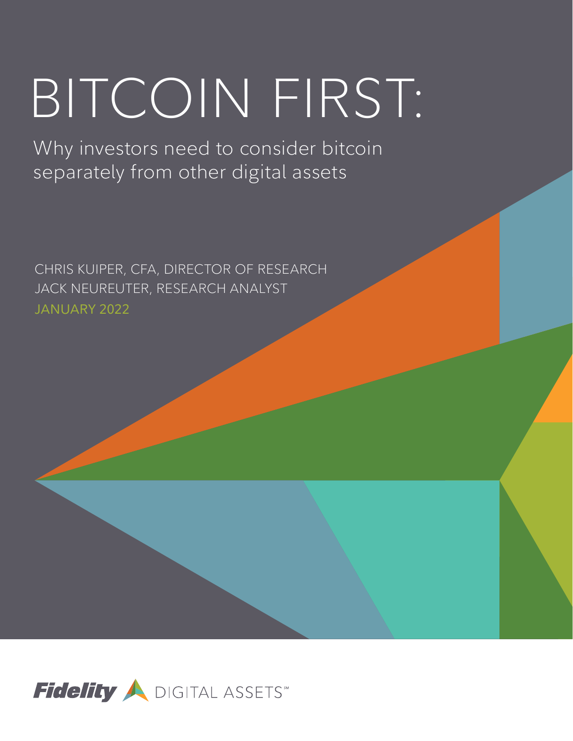# BITCOIN FIRST:

## Why investors need to consider bitcoin separately from other digital assets

CHRIS KUIPER, CFA, DIRECTOR OF RESEARCH
JACK NEUREUTER, RESEARCH ANALYST
JANUARY 2022

Fidelity DIGITAL ASSETS℠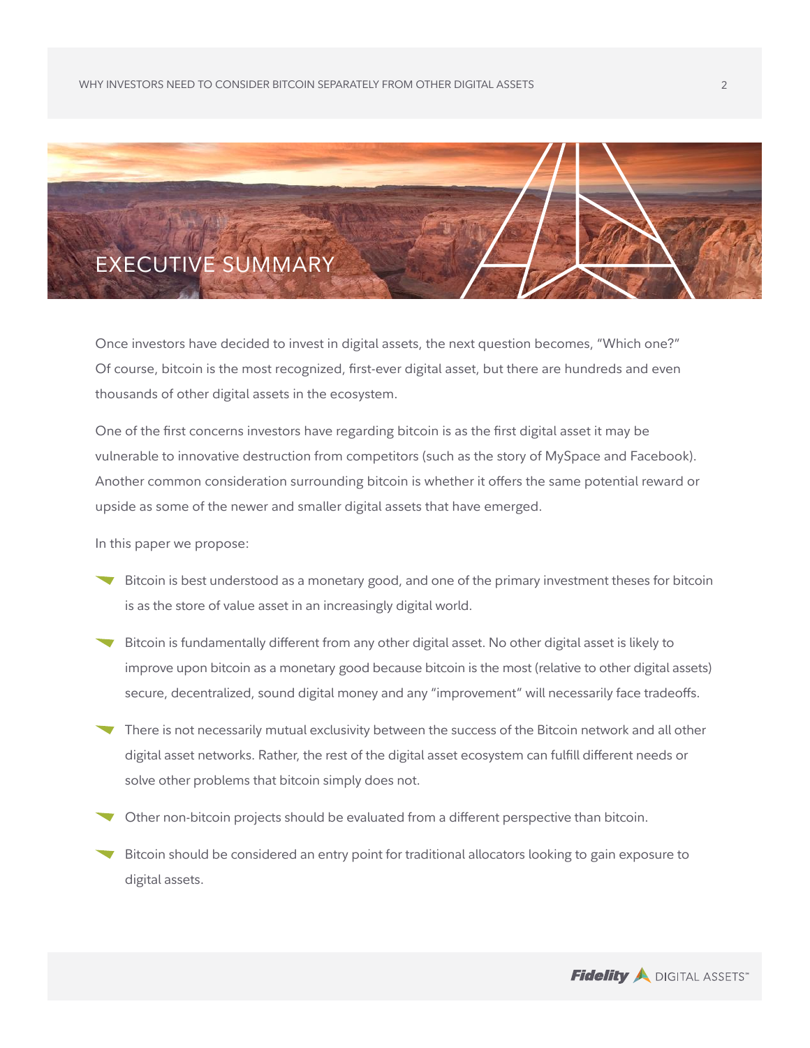# EXECUTIVE SUMMARY

Once investors have decided to invest in digital assets, the next question becomes, "Which one?" Of course, bitcoin is the most recognized, first-ever digital asset, but there are hundreds and even thousands of other digital assets in the ecosystem.

One of the first concerns investors have regarding bitcoin is as the first digital asset it may be vulnerable to innovative destruction from competitors (such as the story of MySpace and Facebook). Another common consideration surrounding bitcoin is whether it offers the same potential reward or upside as some of the newer and smaller digital assets that have emerged.

In this paper we propose:

- Bitcoin is best understood as a monetary good, and one of the primary investment theses for bitcoin is as the store of value asset in an increasingly digital world.
- Bitcoin is fundamentally different from any other digital asset. No other digital asset is likely to improve upon bitcoin as a monetary good because bitcoin is the most (relative to other digital assets) secure, decentralized, sound digital money and any "improvement" will necessarily face tradeoffs.
- There is not necessarily mutual exclusivity between the success of the Bitcoin network and all other digital asset networks. Rather, the rest of the digital asset ecosystem can fulfill different needs or solve other problems that bitcoin simply does not.
- Other non-bitcoin projects should be evaluated from a different perspective than bitcoin.
- Bitcoin should be considered an entry point for traditional allocators looking to gain exposure to digital assets.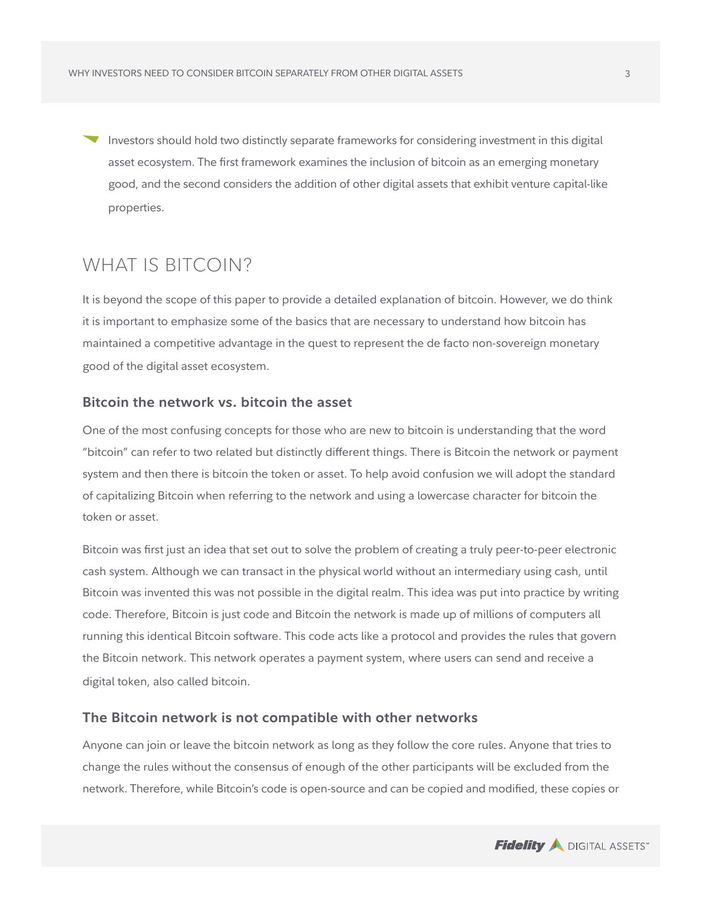- Investors should hold two distinctly separate frameworks for considering investment in this digital asset ecosystem. The first framework examines the inclusion of bitcoin as an emerging monetary good, and the second considers the addition of other digital assets that exhibit venture capital-like properties.

## WHAT IS BITCOIN?

It is beyond the scope of this paper to provide a detailed explanation of bitcoin. However, we do think it is important to emphasize some of the basics that are necessary to understand how bitcoin has maintained a competitive advantage in the quest to represent the de facto non-sovereign monetary good of the digital asset ecosystem.

### Bitcoin the network vs. bitcoin the asset

One of the most confusing concepts for those who are new to bitcoin is understanding that the word "bitcoin" can refer to two related but distinctly different things. There is Bitcoin the network or payment system and then there is bitcoin the token or asset. To help avoid confusion we will adopt the standard of capitalizing Bitcoin when referring to the network and using a lowercase character for bitcoin the token or asset.

Bitcoin was first just an idea that set out to solve the problem of creating a truly peer-to-peer electronic cash system. Although we can transact in the physical world without an intermediary using cash, until Bitcoin was invented this was not possible in the digital realm. This idea was put into practice by writing code. Therefore, Bitcoin is just code and Bitcoin the network is made up of millions of computers all running this identical Bitcoin software. This code acts like a protocol and provides the rules that govern the Bitcoin network. This network operates a payment system, where users can send and receive a digital token, also called bitcoin.

### The Bitcoin network is not compatible with other networks

Anyone can join or leave the bitcoin network as long as they follow the core rules. Anyone that tries to change the rules without the consensus of enough of the other participants will be excluded from the network. Therefore, while Bitcoin's code is open-source and can be copied and modified, these copies or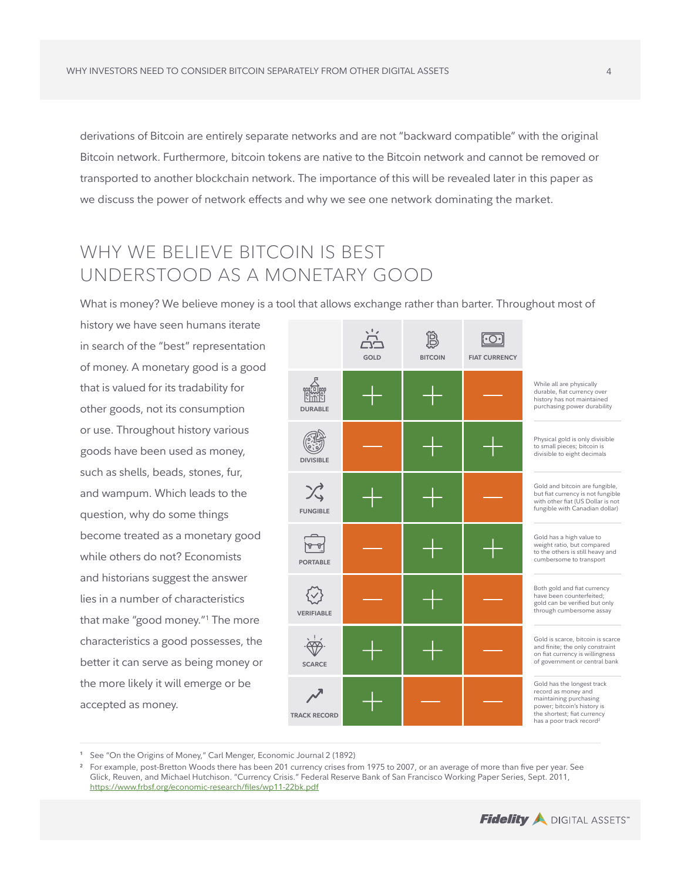derivations of Bitcoin are entirely separate networks and are not "backward compatible" with the original Bitcoin network. Furthermore, bitcoin tokens are native to the Bitcoin network and cannot be removed or transported to another blockchain network. The importance of this will be revealed later in this paper as we discuss the power of network effects and why we see one network dominating the market.

## WHY WE BELIEVE BITCOIN IS BEST UNDERSTOOD AS A MONETARY GOOD

What is money? We believe money is a tool that allows exchange rather than barter. Throughout most of history we have seen humans iterate in search of the "best" representation of money. A monetary good is a good that is valued for its tradability for other goods, not its consumption or use. Throughout history various goods have been used as money, such as shells, beads, stones, fur, and wampum. Which leads to the question, why do some things become treated as a monetary good while others do not? Economists and historians suggest the answer lies in a number of characteristics that make "good money."[1] The more characteristics a good possesses, the better it can serve as being money or the more likely it will emerge or be accepted as money.

| | GOLD | BITCOIN | FIAT CURRENCY | |
|---|---|---|---|---|
| DURABLE | + | + | — | While all are physically durable, fiat currency over history has not maintained purchasing power durability |
| DIVISIBLE | — | + | + | Physical gold is only divisible to small pieces; bitcoin is divisible to eight decimals |
| FUNGIBLE | + | + | — | Gold and bitcoin are fungible, but fiat currency is not fungible with other fiat (US Dollar is not fungible with Canadian dollar) |
| PORTABLE | — | + | + | Gold has a high value to weight ratio, but compared to the others is still heavy and cumbersome to transport |
| VERIFIABLE | — | + | — | Both gold and fiat currency have been counterfeited; gold can be verified but only through cumbersome assay |
| SCARCE | + | + | — | Gold is scarce, bitcoin is scarce and finite; the only constraint on fiat currency is willingness of government or central bank |
| TRACK RECORD | + | — | — | Gold has the longest track record as money and maintaining purchasing power; bitcoin's history is the shortest; fiat currency has a poor track record[2] |

[1] See "On the Origins of Money," Carl Menger, Economic Journal 2 (1892)

[2] For example, post-Bretton Woods there has been 201 currency crises from 1975 to 2007, or an average of more than five per year. See Glick, Reuven, and Michael Hutchison. "Currency Crisis." Federal Reserve Bank of San Francisco Working Paper Series, Sept. 2011, https://www.frbsf.org/economic-research/files/wp11-22bk.pdf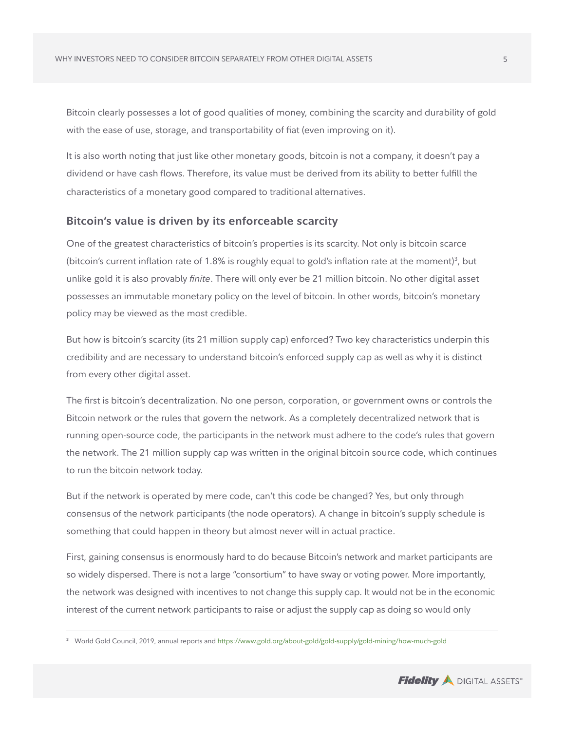Bitcoin clearly possesses a lot of good qualities of money, combining the scarcity and durability of gold with the ease of use, storage, and transportability of fiat (even improving on it).

It is also worth noting that just like other monetary goods, bitcoin is not a company, it doesn't pay a dividend or have cash flows. Therefore, its value must be derived from its ability to better fulfill the characteristics of a monetary good compared to traditional alternatives.

## Bitcoin's value is driven by its enforceable scarcity

One of the greatest characteristics of bitcoin's properties is its scarcity. Not only is bitcoin scarce (bitcoin's current inflation rate of 1.8% is roughly equal to gold's inflation rate at the moment)[3], but unlike gold it is also provably *finite*. There will only ever be 21 million bitcoin. No other digital asset possesses an immutable monetary policy on the level of bitcoin. In other words, bitcoin's monetary policy may be viewed as the most credible.

But how is bitcoin's scarcity (its 21 million supply cap) enforced? Two key characteristics underpin this credibility and are necessary to understand bitcoin's enforced supply cap as well as why it is distinct from every other digital asset.

The first is bitcoin's decentralization. No one person, corporation, or government owns or controls the Bitcoin network or the rules that govern the network. As a completely decentralized network that is running open-source code, the participants in the network must adhere to the code's rules that govern the network. The 21 million supply cap was written in the original bitcoin source code, which continues to run the bitcoin network today.

But if the network is operated by mere code, can't this code be changed? Yes, but only through consensus of the network participants (the node operators). A change in bitcoin's supply schedule is something that could happen in theory but almost never will in actual practice.

First, gaining consensus is enormously hard to do because Bitcoin's network and market participants are so widely dispersed. There is not a large "consortium" to have sway or voting power. More importantly, the network was designed with incentives to not change this supply cap. It would not be in the economic interest of the current network participants to raise or adjust the supply cap as doing so would only

[3] World Gold Council, 2019, annual reports and https://www.gold.org/about-gold/gold-supply/gold-mining/how-much-gold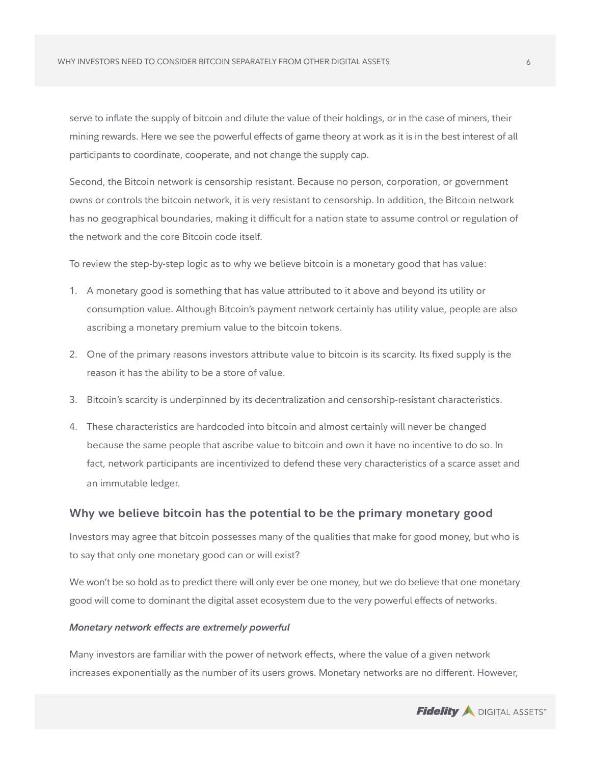serve to inflate the supply of bitcoin and dilute the value of their holdings, or in the case of miners, their mining rewards. Here we see the powerful effects of game theory at work as it is in the best interest of all participants to coordinate, cooperate, and not change the supply cap.

Second, the Bitcoin network is censorship resistant. Because no person, corporation, or government owns or controls the bitcoin network, it is very resistant to censorship. In addition, the Bitcoin network has no geographical boundaries, making it difficult for a nation state to assume control or regulation of the network and the core Bitcoin code itself.

To review the step-by-step logic as to why we believe bitcoin is a monetary good that has value:

1. A monetary good is something that has value attributed to it above and beyond its utility or consumption value. Although Bitcoin's payment network certainly has utility value, people are also ascribing a monetary premium value to the bitcoin tokens.
2. One of the primary reasons investors attribute value to bitcoin is its scarcity. Its fixed supply is the reason it has the ability to be a store of value.
3. Bitcoin's scarcity is underpinned by its decentralization and censorship-resistant characteristics.
4. These characteristics are hardcoded into bitcoin and almost certainly will never be changed because the same people that ascribe value to bitcoin and own it have no incentive to do so. In fact, network participants are incentivized to defend these very characteristics of a scarce asset and an immutable ledger.

## Why we believe bitcoin has the potential to be the primary monetary good

Investors may agree that bitcoin possesses many of the qualities that make for good money, but who is to say that only one monetary good can or will exist?

We won't be so bold as to predict there will only ever be one money, but we do believe that one monetary good will come to dominant the digital asset ecosystem due to the very powerful effects of networks.

### *Monetary network effects are extremely powerful*

Many investors are familiar with the power of network effects, where the value of a given network increases exponentially as the number of its users grows. Monetary networks are no different. However,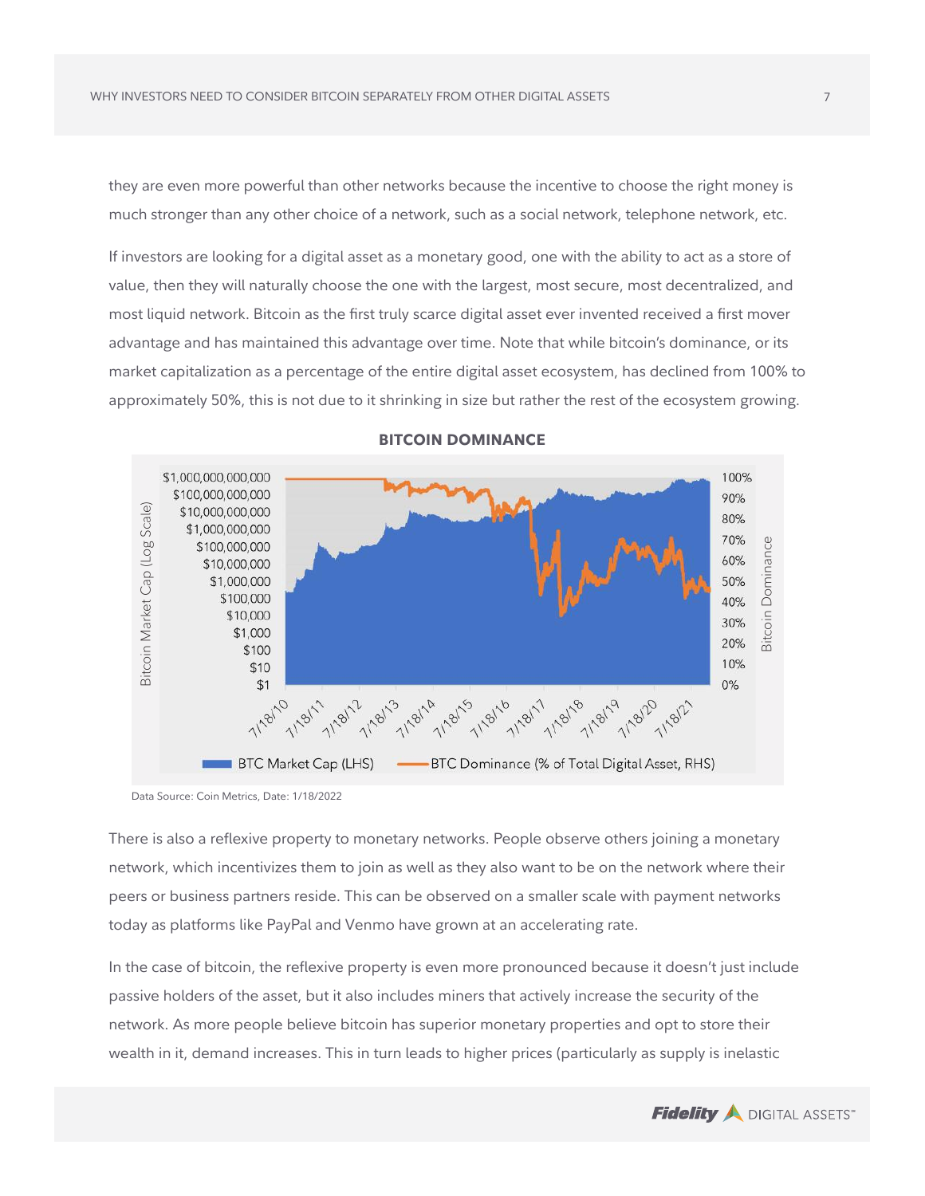they are even more powerful than other networks because the incentive to choose the right money is much stronger than any other choice of a network, such as a social network, telephone network, etc.

If investors are looking for a digital asset as a monetary good, one with the ability to act as a store of value, then they will naturally choose the one with the largest, most secure, most decentralized, and most liquid network. Bitcoin as the first truly scarce digital asset ever invented received a first mover advantage and has maintained this advantage over time. Note that while bitcoin's dominance, or its market capitalization as a percentage of the entire digital asset ecosystem, has declined from 100% to approximately 50%, this is not due to it shrinking in size but rather the rest of the ecosystem growing.

**BITCOIN DOMINANCE**

Data Source: Coin Metrics, Date: 1/18/2022

There is also a reflexive property to monetary networks. People observe others joining a monetary network, which incentivizes them to join as well as they also want to be on the network where their peers or business partners reside. This can be observed on a smaller scale with payment networks today as platforms like PayPal and Venmo have grown at an accelerating rate.

In the case of bitcoin, the reflexive property is even more pronounced because it doesn't just include passive holders of the asset, but it also includes miners that actively increase the security of the network. As more people believe bitcoin has superior monetary properties and opt to store their wealth in it, demand increases. This in turn leads to higher prices (particularly as supply is inelastic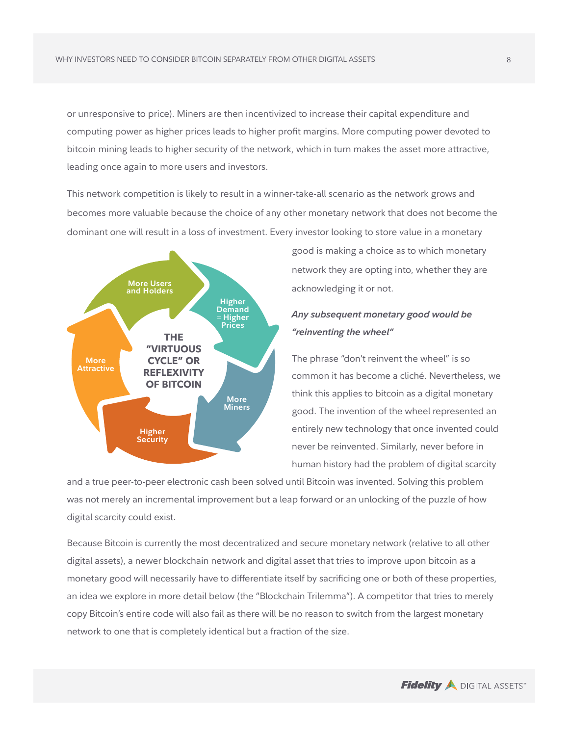or unresponsive to price). Miners are then incentivized to increase their capital expenditure and computing power as higher prices leads to higher profit margins. More computing power devoted to bitcoin mining leads to higher security of the network, which in turn makes the asset more attractive, leading once again to more users and investors.

This network competition is likely to result in a winner-take-all scenario as the network grows and becomes more valuable because the choice of any other monetary network that does not become the dominant one will result in a loss of investment. Every investor looking to store value in a monetary good is making a choice as to which monetary network they are opting into, whether they are acknowledging it or not.

THE "VIRTUOUS CYCLE" OR REFLEXIVITY OF BITCOIN

More Users and Holders → Higher Demand = Higher Prices → More Miners → Higher Security → More Attractive

### *Any subsequent monetary good would be "reinventing the wheel"*

The phrase "don't reinvent the wheel" is so common it has become a cliché. Nevertheless, we think this applies to bitcoin as a digital monetary good. The invention of the wheel represented an entirely new technology that once invented could never be reinvented. Similarly, never before in human history had the problem of digital scarcity and a true peer-to-peer electronic cash been solved until Bitcoin was invented. Solving this problem was not merely an incremental improvement but a leap forward or an unlocking of the puzzle of how digital scarcity could exist.

Because Bitcoin is currently the most decentralized and secure monetary network (relative to all other digital assets), a newer blockchain network and digital asset that tries to improve upon bitcoin as a monetary good will necessarily have to differentiate itself by sacrificing one or both of these properties, an idea we explore in more detail below (the "Blockchain Trilemma"). A competitor that tries to merely copy Bitcoin's entire code will also fail as there will be no reason to switch from the largest monetary network to one that is completely identical but a fraction of the size.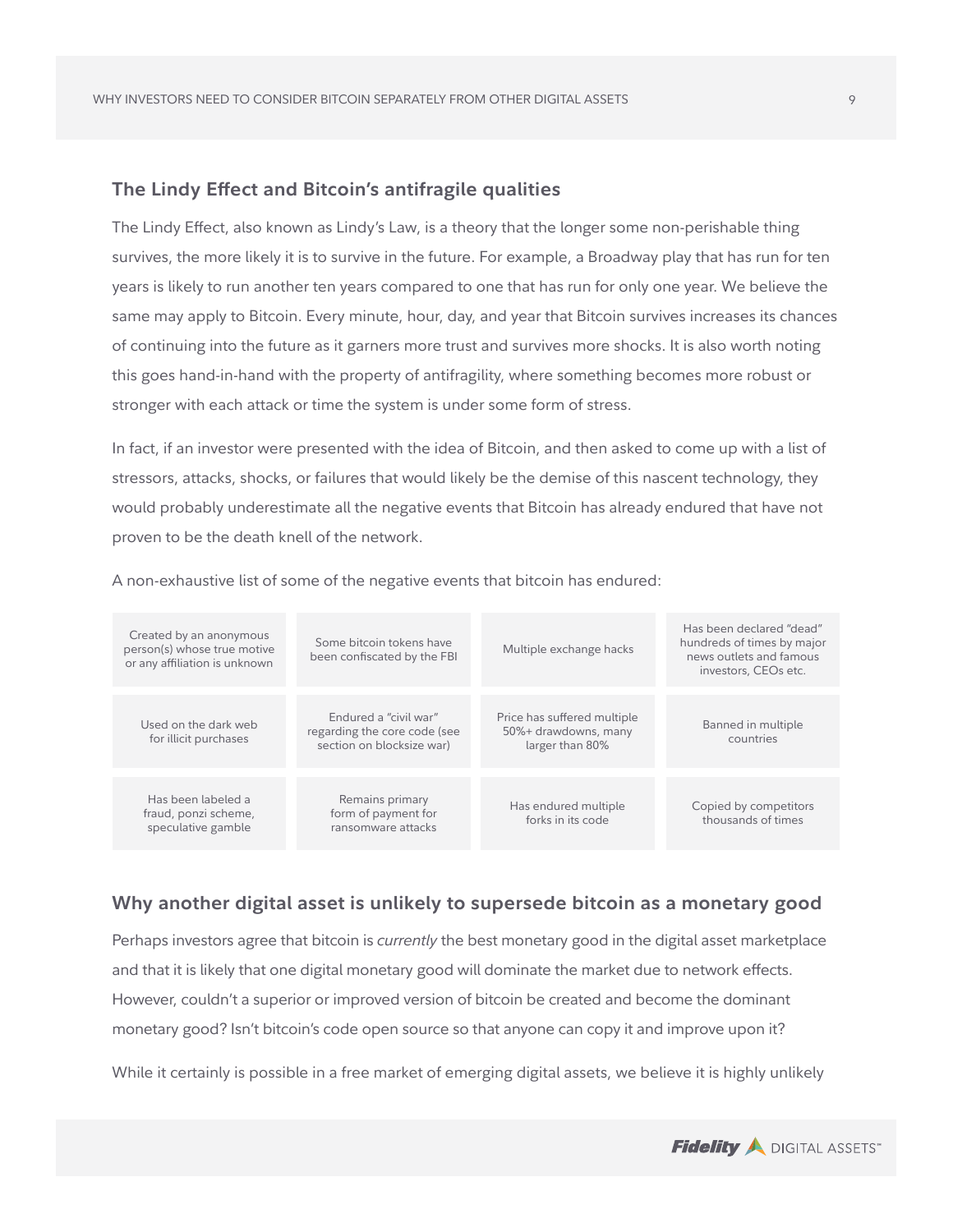## The Lindy Effect and Bitcoin's antifragile qualities

The Lindy Effect, also known as Lindy's Law, is a theory that the longer some non-perishable thing survives, the more likely it is to survive in the future. For example, a Broadway play that has run for ten years is likely to run another ten years compared to one that has run for only one year. We believe the same may apply to Bitcoin. Every minute, hour, day, and year that Bitcoin survives increases its chances of continuing into the future as it garners more trust and survives more shocks. It is also worth noting this goes hand-in-hand with the property of antifragility, where something becomes more robust or stronger with each attack or time the system is under some form of stress.

In fact, if an investor were presented with the idea of Bitcoin, and then asked to come up with a list of stressors, attacks, shocks, or failures that would likely be the demise of this nascent technology, they would probably underestimate all the negative events that Bitcoin has already endured that have not proven to be the death knell of the network.

A non-exhaustive list of some of the negative events that bitcoin has endured:

| | | | |
|---|---|---|---|
| Created by an anonymous person(s) whose true motive or any affiliation is unknown | Some bitcoin tokens have been confiscated by the FBI | Multiple exchange hacks | Has been declared "dead" hundreds of times by major news outlets and famous investors, CEOs etc. |
| Used on the dark web for illicit purchases | Endured a "civil war" regarding the core code (see section on blocksize war) | Price has suffered multiple 50%+ drawdowns, many larger than 80% | Banned in multiple countries |
| Has been labeled a fraud, ponzi scheme, speculative gamble | Remains primary form of payment for ransomware attacks | Has endured multiple forks in its code | Copied by competitors thousands of times |

## Why another digital asset is unlikely to supersede bitcoin as a monetary good

Perhaps investors agree that bitcoin is *currently* the best monetary good in the digital asset marketplace and that it is likely that one digital monetary good will dominate the market due to network effects. However, couldn't a superior or improved version of bitcoin be created and become the dominant monetary good? Isn't bitcoin's code open source so that anyone can copy it and improve upon it?

While it certainly is possible in a free market of emerging digital assets, we believe it is highly unlikely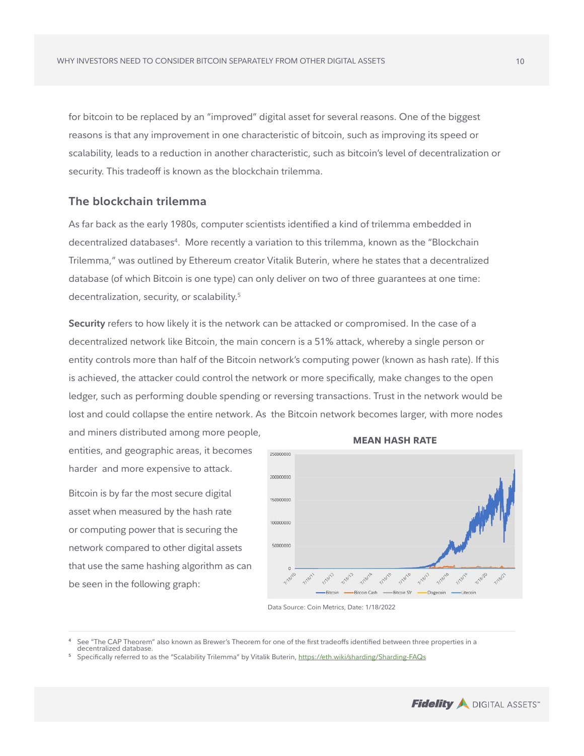for bitcoin to be replaced by an "improved" digital asset for several reasons. One of the biggest reasons is that any improvement in one characteristic of bitcoin, such as improving its speed or scalability, leads to a reduction in another characteristic, such as bitcoin's level of decentralization or security. This tradeoff is known as the blockchain trilemma.

## The blockchain trilemma

As far back as the early 1980s, computer scientists identified a kind of trilemma embedded in decentralized databases[4]. More recently a variation to this trilemma, known as the "Blockchain Trilemma," was outlined by Ethereum creator Vitalik Buterin, where he states that a decentralized database (of which Bitcoin is one type) can only deliver on two of three guarantees at one time: decentralization, security, or scalability.[5]

**Security** refers to how likely it is the network can be attacked or compromised. In the case of a decentralized network like Bitcoin, the main concern is a 51% attack, whereby a single person or entity controls more than half of the Bitcoin network's computing power (known as hash rate). If this is achieved, the attacker could control the network or more specifically, make changes to the open ledger, such as performing double spending or reversing transactions. Trust in the network would be lost and could collapse the entire network. As the Bitcoin network becomes larger, with more nodes and miners distributed among more people, entities, and geographic areas, it becomes harder and more expensive to attack.

Bitcoin is by far the most secure digital asset when measured by the hash rate or computing power that is securing the network compared to other digital assets that use the same hashing algorithm as can be seen in the following graph:

**MEAN HASH RATE**

Data Source: Coin Metrics, Date: 1/18/2022

---

[4] See "The CAP Theorem" also known as Brewer's Theorem for one of the first tradeoffs identified between three properties in a decentralized database.

[5] Specifically referred to as the "Scalability Trilemma" by Vitalik Buterin, https://eth.wiki/sharding/Sharding-FAQs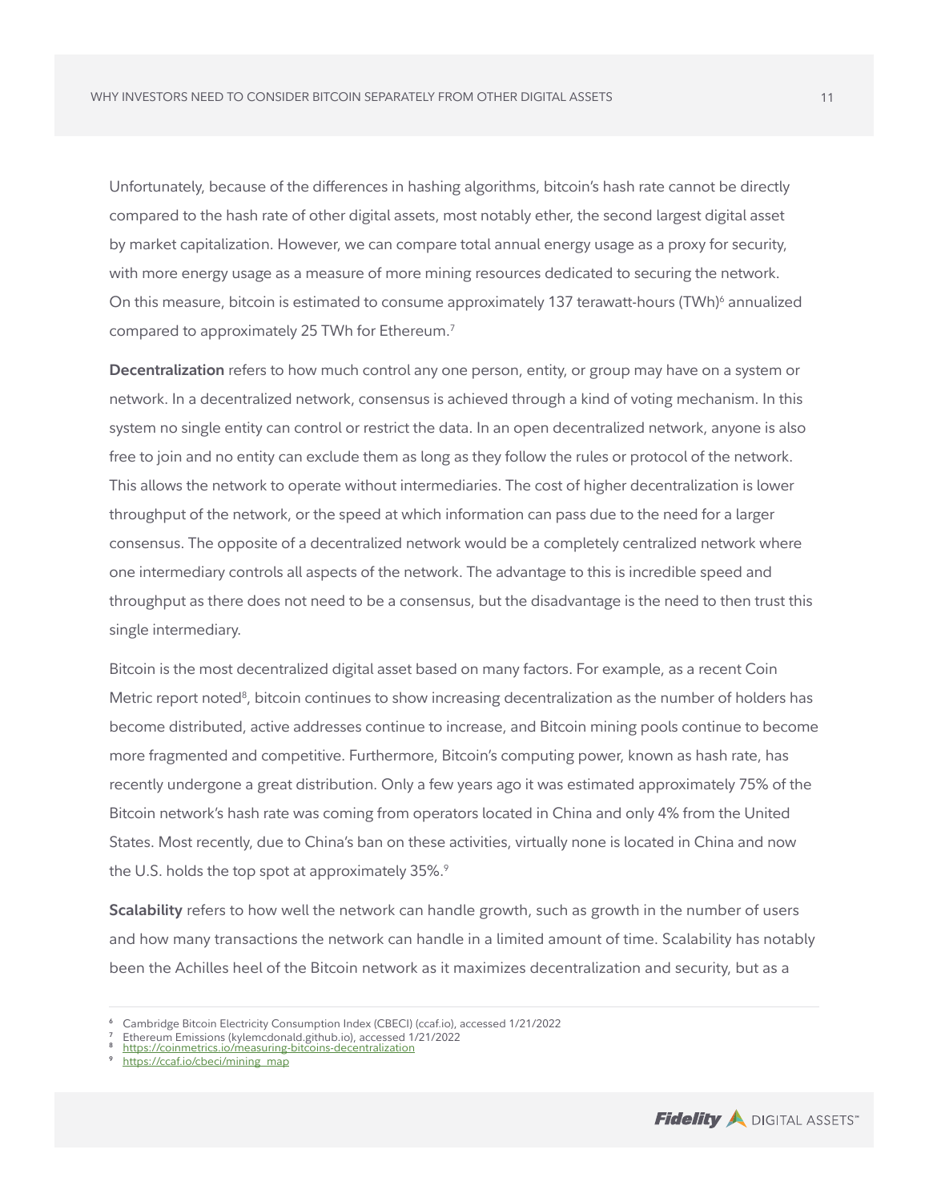Unfortunately, because of the differences in hashing algorithms, bitcoin's hash rate cannot be directly compared to the hash rate of other digital assets, most notably ether, the second largest digital asset by market capitalization. However, we can compare total annual energy usage as a proxy for security, with more energy usage as a measure of more mining resources dedicated to securing the network. On this measure, bitcoin is estimated to consume approximately 137 terawatt-hours (TWh)[6] annualized compared to approximately 25 TWh for Ethereum.[7]

**Decentralization** refers to how much control any one person, entity, or group may have on a system or network. In a decentralized network, consensus is achieved through a kind of voting mechanism. In this system no single entity can control or restrict the data. In an open decentralized network, anyone is also free to join and no entity can exclude them as long as they follow the rules or protocol of the network. This allows the network to operate without intermediaries. The cost of higher decentralization is lower throughput of the network, or the speed at which information can pass due to the need for a larger consensus. The opposite of a decentralized network would be a completely centralized network where one intermediary controls all aspects of the network. The advantage to this is incredible speed and throughput as there does not need to be a consensus, but the disadvantage is the need to then trust this single intermediary.

Bitcoin is the most decentralized digital asset based on many factors. For example, as a recent Coin Metric report noted[8], bitcoin continues to show increasing decentralization as the number of holders has become distributed, active addresses continue to increase, and Bitcoin mining pools continue to become more fragmented and competitive. Furthermore, Bitcoin's computing power, known as hash rate, has recently undergone a great distribution. Only a few years ago it was estimated approximately 75% of the Bitcoin network's hash rate was coming from operators located in China and only 4% from the United States. Most recently, due to China's ban on these activities, virtually none is located in China and now the U.S. holds the top spot at approximately 35%.[9]

**Scalability** refers to how well the network can handle growth, such as growth in the number of users and how many transactions the network can handle in a limited amount of time. Scalability has notably been the Achilles heel of the Bitcoin network as it maximizes decentralization and security, but as a

---

[6] Cambridge Bitcoin Electricity Consumption Index (CBECI) (ccaf.io), accessed 1/21/2022

[7] Ethereum Emissions (kylemcdonald.github.io), accessed 1/21/2022

[8] https://coinmetrics.io/measuring-bitcoins-decentralization

[9] https://ccaf.io/cbeci/mining_map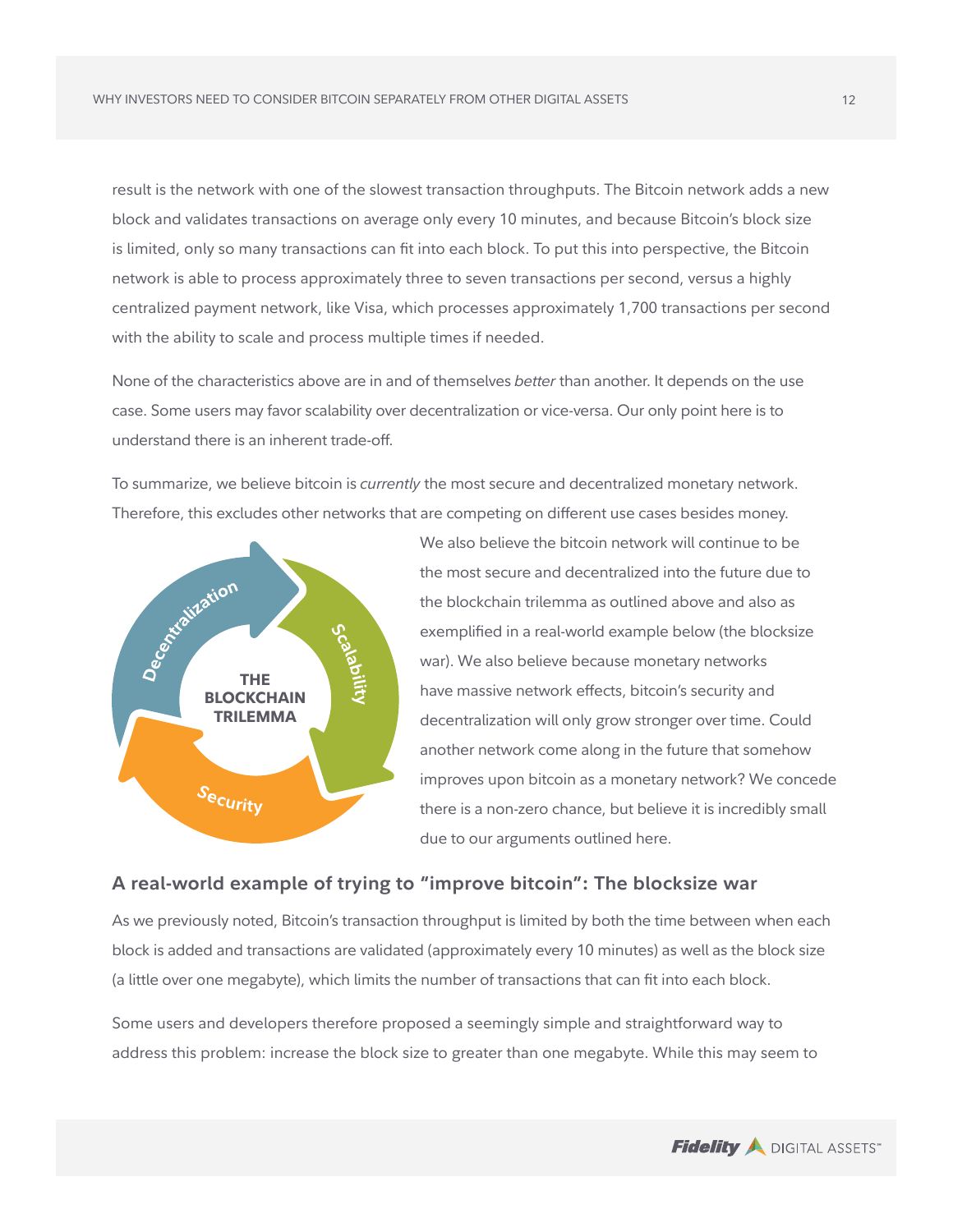result is the network with one of the slowest transaction throughputs. The Bitcoin network adds a new block and validates transactions on average only every 10 minutes, and because Bitcoin's block size is limited, only so many transactions can fit into each block. To put this into perspective, the Bitcoin network is able to process approximately three to seven transactions per second, versus a highly centralized payment network, like Visa, which processes approximately 1,700 transactions per second with the ability to scale and process multiple times if needed.

None of the characteristics above are in and of themselves *better* than another. It depends on the use case. Some users may favor scalability over decentralization or vice-versa. Our only point here is to understand there is an inherent trade-off.

To summarize, we believe bitcoin is *currently* the most secure and decentralized monetary network. Therefore, this excludes other networks that are competing on different use cases besides money. We also believe the bitcoin network will continue to be the most secure and decentralized into the future due to the blockchain trilemma as outlined above and also as exemplified in a real-world example below (the blocksize war). We also believe because monetary networks have massive network effects, bitcoin's security and decentralization will only grow stronger over time. Could another network come along in the future that somehow improves upon bitcoin as a monetary network? We concede there is a non-zero chance, but believe it is incredibly small due to our arguments outlined here.

## A real-world example of trying to "improve bitcoin": The blocksize war

As we previously noted, Bitcoin's transaction throughput is limited by both the time between when each block is added and transactions are validated (approximately every 10 minutes) as well as the block size (a little over one megabyte), which limits the number of transactions that can fit into each block.

Some users and developers therefore proposed a seemingly simple and straightforward way to address this problem: increase the block size to greater than one megabyte. While this may seem to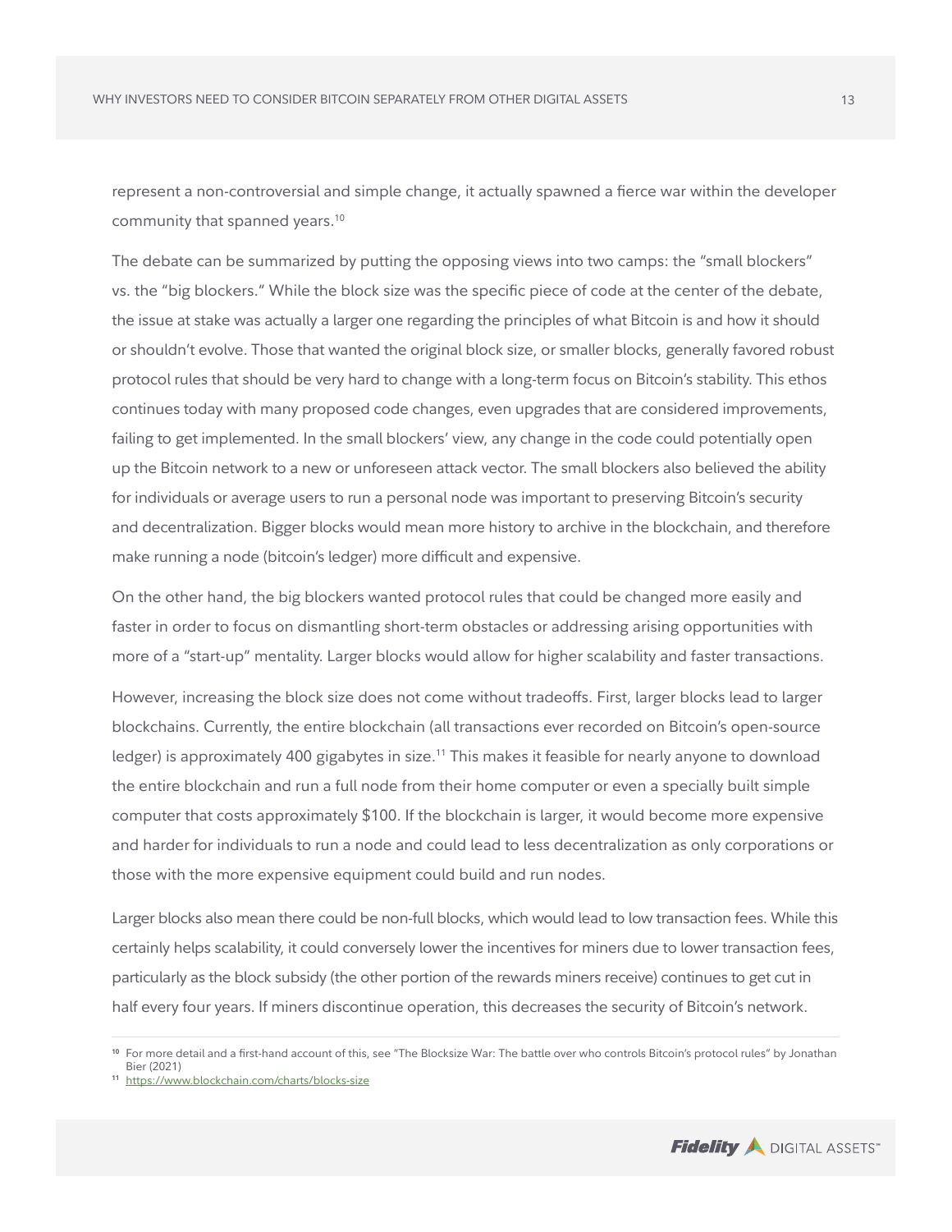represent a non-controversial and simple change, it actually spawned a fierce war within the developer community that spanned years.[10]

The debate can be summarized by putting the opposing views into two camps: the "small blockers" vs. the "big blockers." While the block size was the specific piece of code at the center of the debate, the issue at stake was actually a larger one regarding the principles of what Bitcoin is and how it should or shouldn't evolve. Those that wanted the original block size, or smaller blocks, generally favored robust protocol rules that should be very hard to change with a long-term focus on Bitcoin's stability. This ethos continues today with many proposed code changes, even upgrades that are considered improvements, failing to get implemented. In the small blockers' view, any change in the code could potentially open up the Bitcoin network to a new or unforeseen attack vector. The small blockers also believed the ability for individuals or average users to run a personal node was important to preserving Bitcoin's security and decentralization. Bigger blocks would mean more history to archive in the blockchain, and therefore make running a node (bitcoin's ledger) more difficult and expensive.

On the other hand, the big blockers wanted protocol rules that could be changed more easily and faster in order to focus on dismantling short-term obstacles or addressing arising opportunities with more of a "start-up" mentality. Larger blocks would allow for higher scalability and faster transactions.

However, increasing the block size does not come without tradeoffs. First, larger blocks lead to larger blockchains. Currently, the entire blockchain (all transactions ever recorded on Bitcoin's open-source ledger) is approximately 400 gigabytes in size.[11] This makes it feasible for nearly anyone to download the entire blockchain and run a full node from their home computer or even a specially built simple computer that costs approximately $100. If the blockchain is larger, it would become more expensive and harder for individuals to run a node and could lead to less decentralization as only corporations or those with the more expensive equipment could build and run nodes.

Larger blocks also mean there could be non-full blocks, which would lead to low transaction fees. While this certainly helps scalability, it could conversely lower the incentives for miners due to lower transaction fees, particularly as the block subsidy (the other portion of the rewards miners receive) continues to get cut in half every four years. If miners discontinue operation, this decreases the security of Bitcoin's network.

---

[10] For more detail and a first-hand account of this, see "The Blocksize War: The battle over who controls Bitcoin's protocol rules" by Jonathan Bier (2021)

[11] https://www.blockchain.com/charts/blocks-size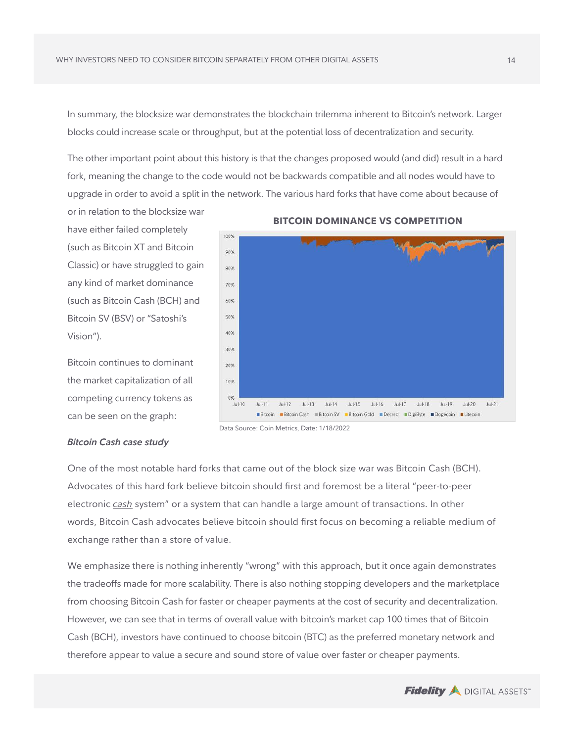In summary, the blocksize war demonstrates the blockchain trilemma inherent to Bitcoin's network. Larger blocks could increase scale or throughput, but at the potential loss of decentralization and security.

The other important point about this history is that the changes proposed would (and did) result in a hard fork, meaning the change to the code would not be backwards compatible and all nodes would have to upgrade in order to avoid a split in the network. The various hard forks that have come about because of or in relation to the blocksize war have either failed completely (such as Bitcoin XT and Bitcoin Classic) or have struggled to gain any kind of market dominance (such as Bitcoin Cash (BCH) and Bitcoin SV (BSV) or "Satoshi's Vision").

Bitcoin continues to dominant the market capitalization of all competing currency tokens as can be seen on the graph:

**BITCOIN DOMINANCE VS COMPETITION**

Data Source: Coin Metrics, Date: 1/18/2022

***Bitcoin Cash case study***

One of the most notable hard forks that came out of the block size war was Bitcoin Cash (BCH). Advocates of this hard fork believe bitcoin should first and foremost be a literal "peer-to-peer electronic *cash* system" or a system that can handle a large amount of transactions. In other words, Bitcoin Cash advocates believe bitcoin should first focus on becoming a reliable medium of exchange rather than a store of value.

We emphasize there is nothing inherently "wrong" with this approach, but it once again demonstrates the tradeoffs made for more scalability. There is also nothing stopping developers and the marketplace from choosing Bitcoin Cash for faster or cheaper payments at the cost of security and decentralization. However, we can see that in terms of overall value with bitcoin's market cap 100 times that of Bitcoin Cash (BCH), investors have continued to choose bitcoin (BTC) as the preferred monetary network and therefore appear to value a secure and sound store of value over faster or cheaper payments.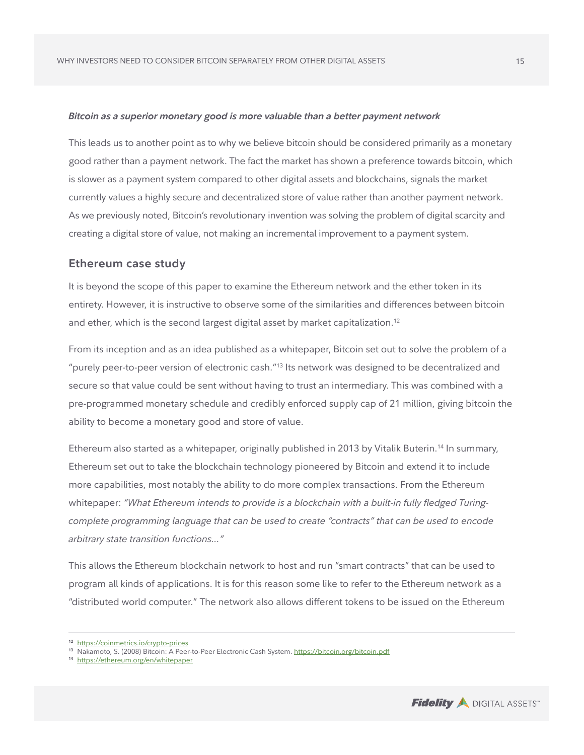***Bitcoin as a superior monetary good is more valuable than a better payment network***

This leads us to another point as to why we believe bitcoin should be considered primarily as a monetary good rather than a payment network. The fact the market has shown a preference towards bitcoin, which is slower as a payment system compared to other digital assets and blockchains, signals the market currently values a highly secure and decentralized store of value rather than another payment network. As we previously noted, Bitcoin's revolutionary invention was solving the problem of digital scarcity and creating a digital store of value, not making an incremental improvement to a payment system.

## Ethereum case study

It is beyond the scope of this paper to examine the Ethereum network and the ether token in its entirety. However, it is instructive to observe some of the similarities and differences between bitcoin and ether, which is the second largest digital asset by market capitalization.[12]

From its inception and as an idea published as a whitepaper, Bitcoin set out to solve the problem of a "purely peer-to-peer version of electronic cash."[13] Its network was designed to be decentralized and secure so that value could be sent without having to trust an intermediary. This was combined with a pre-programmed monetary schedule and credibly enforced supply cap of 21 million, giving bitcoin the ability to become a monetary good and store of value.

Ethereum also started as a whitepaper, originally published in 2013 by Vitalik Buterin.[14] In summary, Ethereum set out to take the blockchain technology pioneered by Bitcoin and extend it to include more capabilities, most notably the ability to do more complex transactions. From the Ethereum whitepaper: *"What Ethereum intends to provide is a blockchain with a built-in fully fledged Turing-complete programming language that can be used to create "contracts" that can be used to encode arbitrary state transition functions..."*

This allows the Ethereum blockchain network to host and run "smart contracts" that can be used to program all kinds of applications. It is for this reason some like to refer to the Ethereum network as a "distributed world computer." The network also allows different tokens to be issued on the Ethereum

---

[12] https://coinmetrics.io/crypto-prices

[13] Nakamoto, S. (2008) Bitcoin: A Peer-to-Peer Electronic Cash System. https://bitcoin.org/bitcoin.pdf

[14] https://ethereum.org/en/whitepaper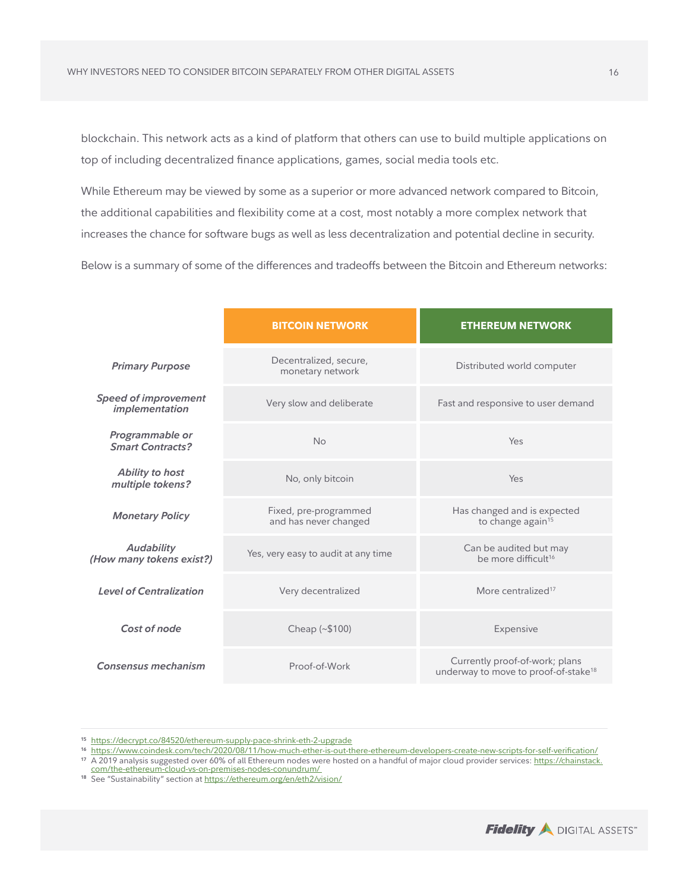blockchain. This network acts as a kind of platform that others can use to build multiple applications on top of including decentralized finance applications, games, social media tools etc.

While Ethereum may be viewed by some as a superior or more advanced network compared to Bitcoin, the additional capabilities and flexibility come at a cost, most notably a more complex network that increases the chance for software bugs as well as less decentralization and potential decline in security.

Below is a summary of some of the differences and tradeoffs between the Bitcoin and Ethereum networks:

| | **BITCOIN NETWORK** | **ETHEREUM NETWORK** |
|---|---|---|
| ***Primary Purpose*** | Decentralized, secure, monetary network | Distributed world computer |
| ***Speed of improvement implementation*** | Very slow and deliberate | Fast and responsive to user demand |
| ***Programmable or Smart Contracts?*** | No | Yes |
| ***Ability to host multiple tokens?*** | No, only bitcoin | Yes |
| ***Monetary Policy*** | Fixed, pre-programmed and has never changed | Has changed and is expected to change again[15] |
| ***Audability (How many tokens exist?)*** | Yes, very easy to audit at any time | Can be audited but may be more difficult[16] |
| ***Level of Centralization*** | Very decentralized | More centralized[17] |
| ***Cost of node*** | Cheap (~$100) | Expensive |
| ***Consensus mechanism*** | Proof-of-Work | Currently proof-of-work; plans underway to move to proof-of-stake[18] |

[15] https://decrypt.co/84520/ethereum-supply-pace-shrink-eth-2-upgrade

[16] https://www.coindesk.com/tech/2020/08/11/how-much-ether-is-out-there-ethereum-developers-create-new-scripts-for-self-verification/

[17] A 2019 analysis suggested over 60% of all Ethereum nodes were hosted on a handful of major cloud provider services: https://chainstack.com/the-ethereum-cloud-vs-on-premises-nodes-conundrum/

[18] See "Sustainability" section at https://ethereum.org/en/eth2/vision/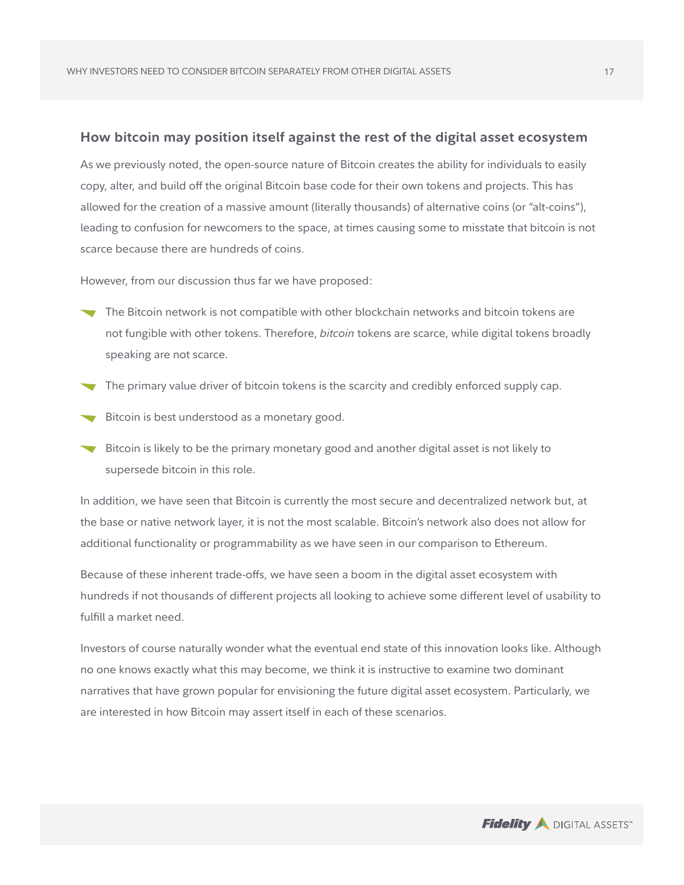## How bitcoin may position itself against the rest of the digital asset ecosystem

As we previously noted, the open-source nature of Bitcoin creates the ability for individuals to easily copy, alter, and build off the original Bitcoin base code for their own tokens and projects. This has allowed for the creation of a massive amount (literally thousands) of alternative coins (or "alt-coins"), leading to confusion for newcomers to the space, at times causing some to misstate that bitcoin is not scarce because there are hundreds of coins.

However, from our discussion thus far we have proposed:

- The Bitcoin network is not compatible with other blockchain networks and bitcoin tokens are not fungible with other tokens. Therefore, *bitcoin* tokens are scarce, while digital tokens broadly speaking are not scarce.
- The primary value driver of bitcoin tokens is the scarcity and credibly enforced supply cap.
- Bitcoin is best understood as a monetary good.
- Bitcoin is likely to be the primary monetary good and another digital asset is not likely to supersede bitcoin in this role.

In addition, we have seen that Bitcoin is currently the most secure and decentralized network but, at the base or native network layer, it is not the most scalable. Bitcoin's network also does not allow for additional functionality or programmability as we have seen in our comparison to Ethereum.

Because of these inherent trade-offs, we have seen a boom in the digital asset ecosystem with hundreds if not thousands of different projects all looking to achieve some different level of usability to fulfill a market need.

Investors of course naturally wonder what the eventual end state of this innovation looks like. Although no one knows exactly what this may become, we think it is instructive to examine two dominant narratives that have grown popular for envisioning the future digital asset ecosystem. Particularly, we are interested in how Bitcoin may assert itself in each of these scenarios.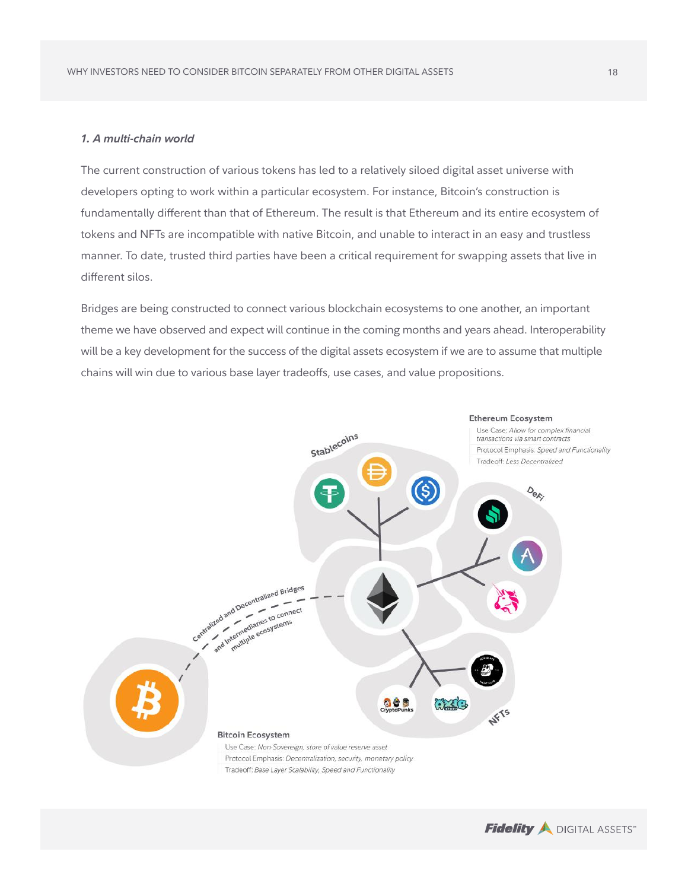### *1. A multi-chain world*

The current construction of various tokens has led to a relatively siloed digital asset universe with developers opting to work within a particular ecosystem. For instance, Bitcoin's construction is fundamentally different than that of Ethereum. The result is that Ethereum and its entire ecosystem of tokens and NFTs are incompatible with native Bitcoin, and unable to interact in an easy and trustless manner. To date, trusted third parties have been a critical requirement for swapping assets that live in different silos.

Bridges are being constructed to connect various blockchain ecosystems to one another, an important theme we have observed and expect will continue in the coming months and years ahead. Interoperability will be a key development for the success of the digital assets ecosystem if we are to assume that multiple chains will win due to various base layer tradeoffs, use cases, and value propositions.

**Ethereum Ecosystem**

- Use Case: *Allow for complex financial transactions via smart contracts*
- Protocol Emphasis: *Speed and Functionality*
- Tradeoff: *Less Decentralized*

Stablecoins

DeFi

NFTs

CryptoPunks

Centralized and Decentralized Bridges and Intermediaries to connect multiple ecosystems

**Bitcoin Ecosystem**

- Use Case: *Non-Sovereign, store of value reserve asset*
- Protocol Emphasis: *Decentralization, security, monetary policy*
- Tradeoff: *Base Layer Scalability, Speed and Functionality*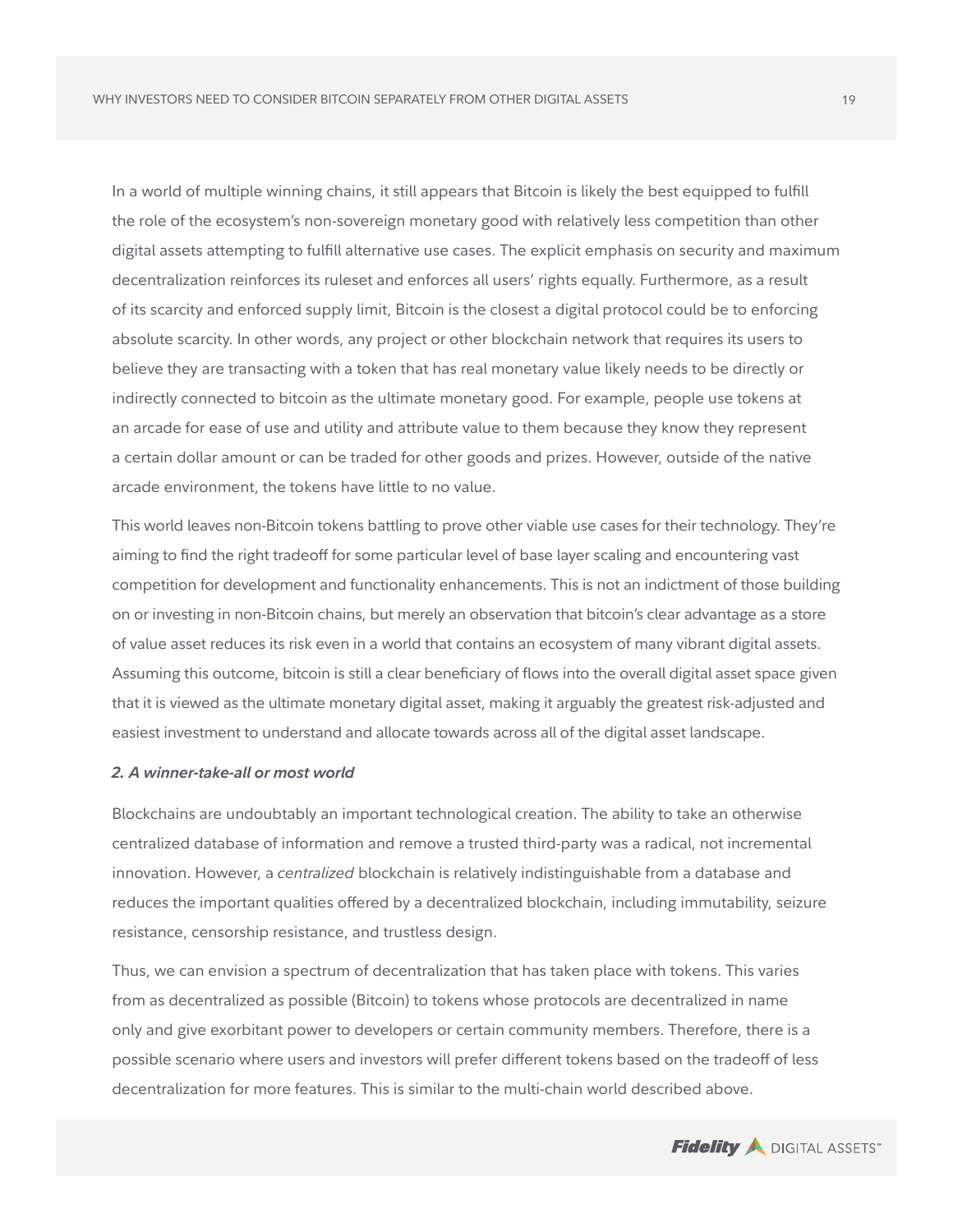In a world of multiple winning chains, it still appears that Bitcoin is likely the best equipped to fulfill the role of the ecosystem's non-sovereign monetary good with relatively less competition than other digital assets attempting to fulfill alternative use cases. The explicit emphasis on security and maximum decentralization reinforces its ruleset and enforces all users' rights equally. Furthermore, as a result of its scarcity and enforced supply limit, Bitcoin is the closest a digital protocol could be to enforcing absolute scarcity. In other words, any project or other blockchain network that requires its users to believe they are transacting with a token that has real monetary value likely needs to be directly or indirectly connected to bitcoin as the ultimate monetary good. For example, people use tokens at an arcade for ease of use and utility and attribute value to them because they know they represent a certain dollar amount or can be traded for other goods and prizes. However, outside of the native arcade environment, the tokens have little to no value.

This world leaves non-Bitcoin tokens battling to prove other viable use cases for their technology. They're aiming to find the right tradeoff for some particular level of base layer scaling and encountering vast competition for development and functionality enhancements. This is not an indictment of those building on or investing in non-Bitcoin chains, but merely an observation that bitcoin's clear advantage as a store of value asset reduces its risk even in a world that contains an ecosystem of many vibrant digital assets. Assuming this outcome, bitcoin is still a clear beneficiary of flows into the overall digital asset space given that it is viewed as the ultimate monetary digital asset, making it arguably the greatest risk-adjusted and easiest investment to understand and allocate towards across all of the digital asset landscape.

***2. A winner-take-all or most world***

Blockchains are undoubtably an important technological creation. The ability to take an otherwise centralized database of information and remove a trusted third-party was a radical, not incremental innovation. However, a *centralized* blockchain is relatively indistinguishable from a database and reduces the important qualities offered by a decentralized blockchain, including immutability, seizure resistance, censorship resistance, and trustless design.

Thus, we can envision a spectrum of decentralization that has taken place with tokens. This varies from as decentralized as possible (Bitcoin) to tokens whose protocols are decentralized in name only and give exorbitant power to developers or certain community members. Therefore, there is a possible scenario where users and investors will prefer different tokens based on the tradeoff of less decentralization for more features. This is similar to the multi-chain world described above.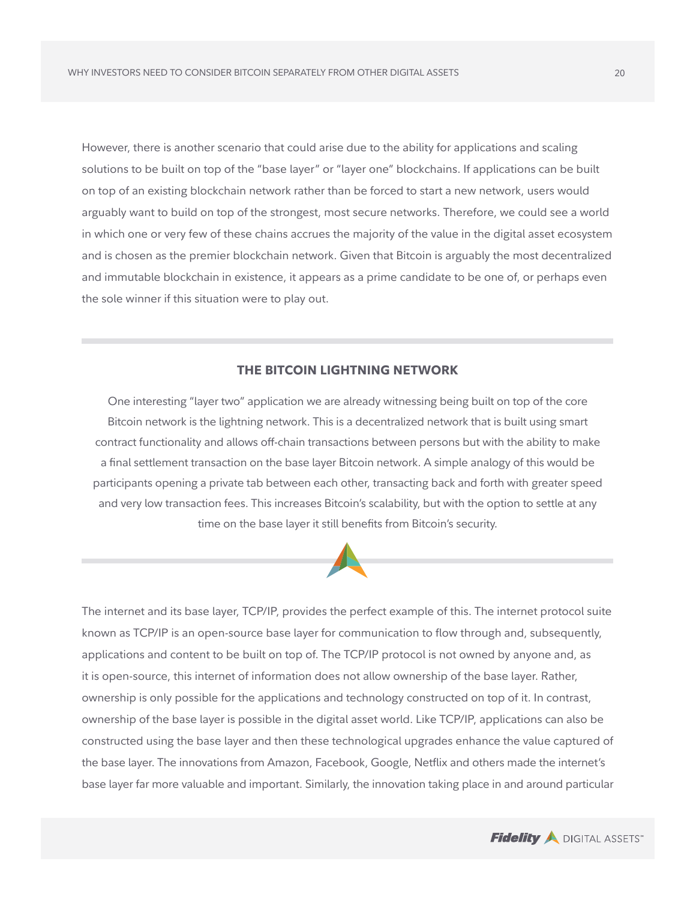However, there is another scenario that could arise due to the ability for applications and scaling solutions to be built on top of the "base layer" or "layer one" blockchains. If applications can be built on top of an existing blockchain network rather than be forced to start a new network, users would arguably want to build on top of the strongest, most secure networks. Therefore, we could see a world in which one or very few of these chains accrues the majority of the value in the digital asset ecosystem and is chosen as the premier blockchain network. Given that Bitcoin is arguably the most decentralized and immutable blockchain in existence, it appears as a prime candidate to be one of, or perhaps even the sole winner if this situation were to play out.

### THE BITCOIN LIGHTNING NETWORK

One interesting "layer two" application we are already witnessing being built on top of the core Bitcoin network is the lightning network. This is a decentralized network that is built using smart contract functionality and allows off-chain transactions between persons but with the ability to make a final settlement transaction on the base layer Bitcoin network. A simple analogy of this would be participants opening a private tab between each other, transacting back and forth with greater speed and very low transaction fees. This increases Bitcoin's scalability, but with the option to settle at any time on the base layer it still benefits from Bitcoin's security.

The internet and its base layer, TCP/IP, provides the perfect example of this. The internet protocol suite known as TCP/IP is an open-source base layer for communication to flow through and, subsequently, applications and content to be built on top of. The TCP/IP protocol is not owned by anyone and, as it is open-source, this internet of information does not allow ownership of the base layer. Rather, ownership is only possible for the applications and technology constructed on top of it. In contrast, ownership of the base layer is possible in the digital asset world. Like TCP/IP, applications can also be constructed using the base layer and then these technological upgrades enhance the value captured of the base layer. The innovations from Amazon, Facebook, Google, Netflix and others made the internet's base layer far more valuable and important. Similarly, the innovation taking place in and around particular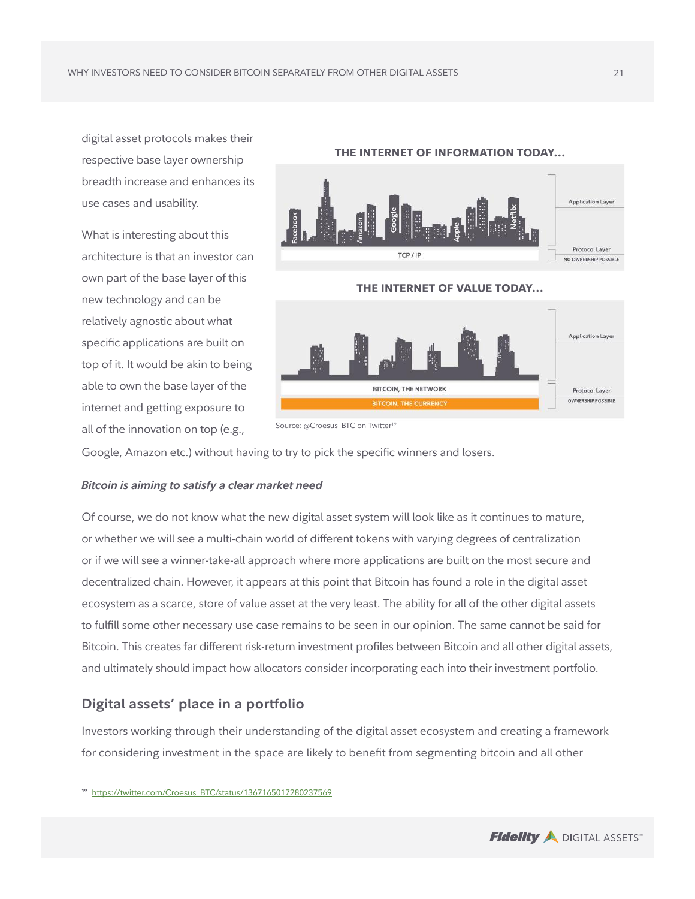digital asset protocols makes their respective base layer ownership breadth increase and enhances its use cases and usability.

What is interesting about this architecture is that an investor can own part of the base layer of this new technology and can be relatively agnostic about what specific applications are built on top of it. It would be akin to being able to own the base layer of the internet and getting exposure to all of the innovation on top (e.g., Google, Amazon etc.) without having to try to pick the specific winners and losers.

**THE INTERNET OF INFORMATION TODAY...**

Facebook, Amazon, Google, Apple, Netflix — Application Layer

TCP / IP — Protocol Layer — NO OWNERSHIP POSSIBLE

**THE INTERNET OF VALUE TODAY...**

Application Layer

BITCOIN, THE NETWORK — Protocol Layer

BITCOIN, THE CURRENCY — OWNERSHIP POSSIBLE

Source: @Croesus_BTC on Twitter[19]

***Bitcoin is aiming to satisfy a clear market need***

Of course, we do not know what the new digital asset system will look like as it continues to mature, or whether we will see a multi-chain world of different tokens with varying degrees of centralization or if we will see a winner-take-all approach where more applications are built on the most secure and decentralized chain. However, it appears at this point that Bitcoin has found a role in the digital asset ecosystem as a scarce, store of value asset at the very least. The ability for all of the other digital assets to fulfill some other necessary use case remains to be seen in our opinion. The same cannot be said for Bitcoin. This creates far different risk-return investment profiles between Bitcoin and all other digital assets, and ultimately should impact how allocators consider incorporating each into their investment portfolio.

## Digital assets' place in a portfolio

Investors working through their understanding of the digital asset ecosystem and creating a framework for considering investment in the space are likely to benefit from segmenting bitcoin and all other

[19] https://twitter.com/Croesus_BTC/status/1367165017280237569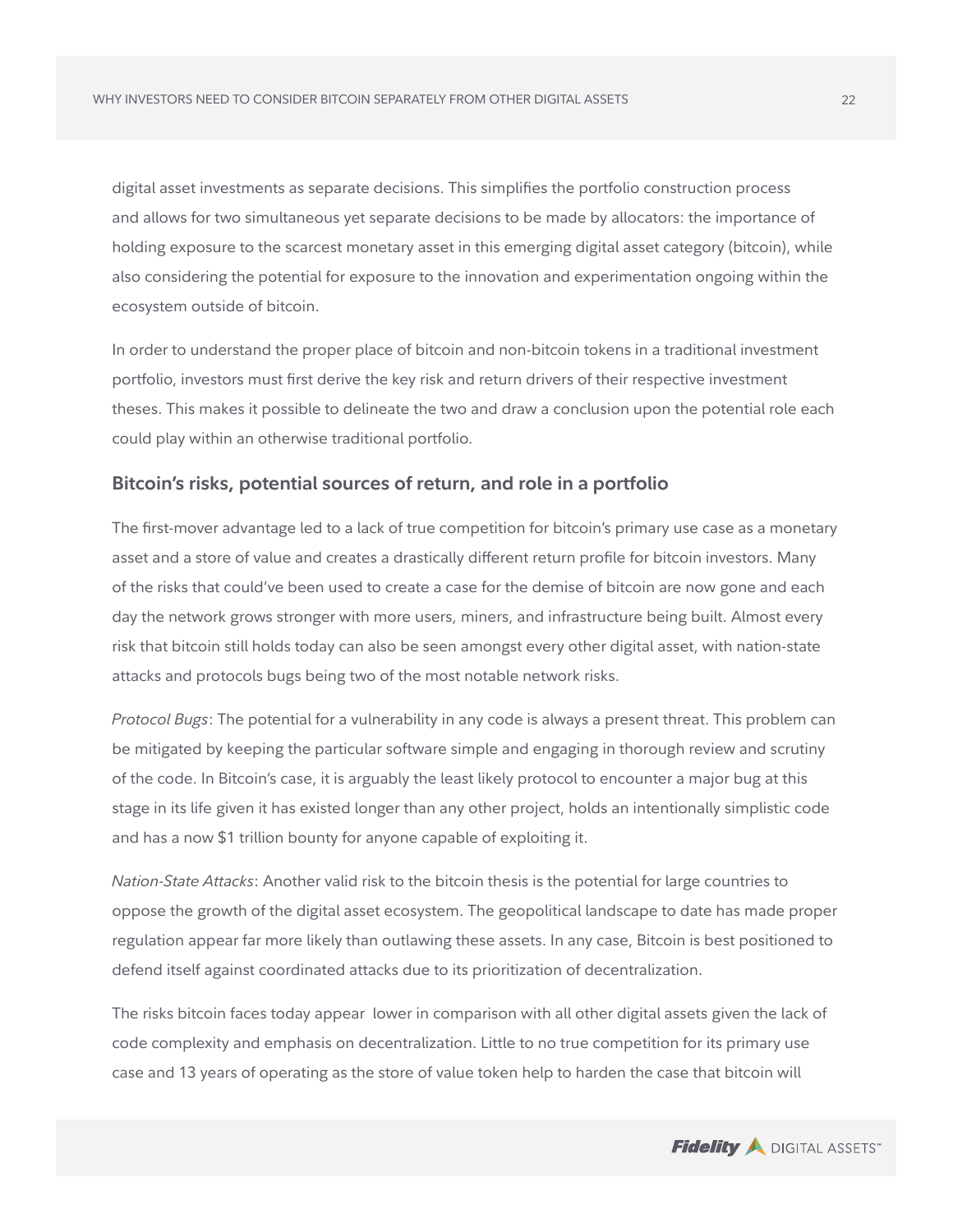digital asset investments as separate decisions. This simplifies the portfolio construction process and allows for two simultaneous yet separate decisions to be made by allocators: the importance of holding exposure to the scarcest monetary asset in this emerging digital asset category (bitcoin), while also considering the potential for exposure to the innovation and experimentation ongoing within the ecosystem outside of bitcoin.

In order to understand the proper place of bitcoin and non-bitcoin tokens in a traditional investment portfolio, investors must first derive the key risk and return drivers of their respective investment theses. This makes it possible to delineate the two and draw a conclusion upon the potential role each could play within an otherwise traditional portfolio.

## Bitcoin's risks, potential sources of return, and role in a portfolio

The first-mover advantage led to a lack of true competition for bitcoin's primary use case as a monetary asset and a store of value and creates a drastically different return profile for bitcoin investors. Many of the risks that could've been used to create a case for the demise of bitcoin are now gone and each day the network grows stronger with more users, miners, and infrastructure being built. Almost every risk that bitcoin still holds today can also be seen amongst every other digital asset, with nation-state attacks and protocols bugs being two of the most notable network risks.

*Protocol Bugs*: The potential for a vulnerability in any code is always a present threat. This problem can be mitigated by keeping the particular software simple and engaging in thorough review and scrutiny of the code. In Bitcoin's case, it is arguably the least likely protocol to encounter a major bug at this stage in its life given it has existed longer than any other project, holds an intentionally simplistic code and has a now $1 trillion bounty for anyone capable of exploiting it.

*Nation-State Attacks*: Another valid risk to the bitcoin thesis is the potential for large countries to oppose the growth of the digital asset ecosystem. The geopolitical landscape to date has made proper regulation appear far more likely than outlawing these assets. In any case, Bitcoin is best positioned to defend itself against coordinated attacks due to its prioritization of decentralization.

The risks bitcoin faces today appear lower in comparison with all other digital assets given the lack of code complexity and emphasis on decentralization. Little to no true competition for its primary use case and 13 years of operating as the store of value token help to harden the case that bitcoin will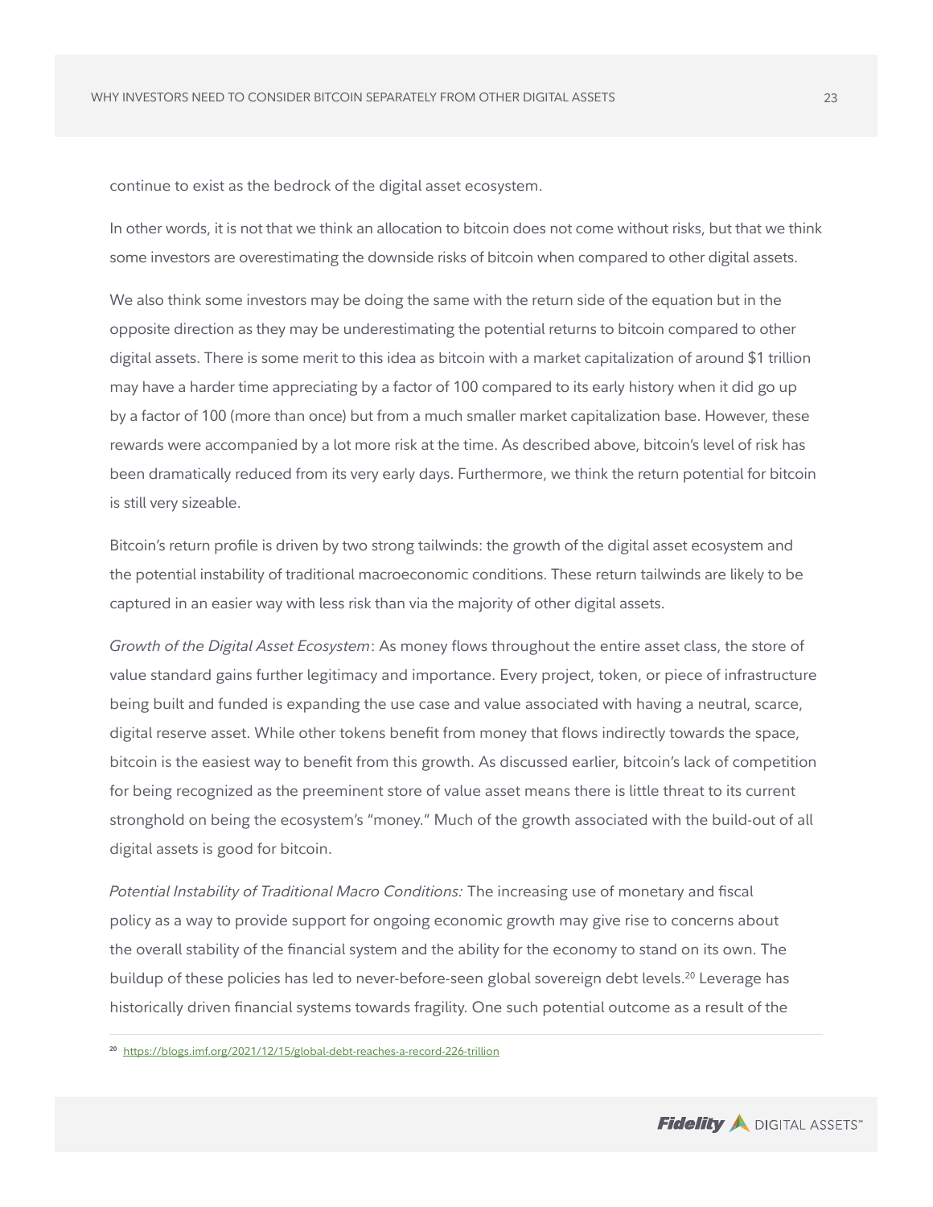continue to exist as the bedrock of the digital asset ecosystem.

In other words, it is not that we think an allocation to bitcoin does not come without risks, but that we think some investors are overestimating the downside risks of bitcoin when compared to other digital assets.

We also think some investors may be doing the same with the return side of the equation but in the opposite direction as they may be underestimating the potential returns to bitcoin compared to other digital assets. There is some merit to this idea as bitcoin with a market capitalization of around $1 trillion may have a harder time appreciating by a factor of 100 compared to its early history when it did go up by a factor of 100 (more than once) but from a much smaller market capitalization base. However, these rewards were accompanied by a lot more risk at the time. As described above, bitcoin's level of risk has been dramatically reduced from its very early days. Furthermore, we think the return potential for bitcoin is still very sizeable.

Bitcoin's return profile is driven by two strong tailwinds: the growth of the digital asset ecosystem and the potential instability of traditional macroeconomic conditions. These return tailwinds are likely to be captured in an easier way with less risk than via the majority of other digital assets.

*Growth of the Digital Asset Ecosystem*: As money flows throughout the entire asset class, the store of value standard gains further legitimacy and importance. Every project, token, or piece of infrastructure being built and funded is expanding the use case and value associated with having a neutral, scarce, digital reserve asset. While other tokens benefit from money that flows indirectly towards the space, bitcoin is the easiest way to benefit from this growth. As discussed earlier, bitcoin's lack of competition for being recognized as the preeminent store of value asset means there is little threat to its current stronghold on being the ecosystem's "money." Much of the growth associated with the build-out of all digital assets is good for bitcoin.

*Potential Instability of Traditional Macro Conditions:* The increasing use of monetary and fiscal policy as a way to provide support for ongoing economic growth may give rise to concerns about the overall stability of the financial system and the ability for the economy to stand on its own. The buildup of these policies has led to never-before-seen global sovereign debt levels.[20] Leverage has historically driven financial systems towards fragility. One such potential outcome as a result of the

---

[20] https://blogs.imf.org/2021/12/15/global-debt-reaches-a-record-226-trillion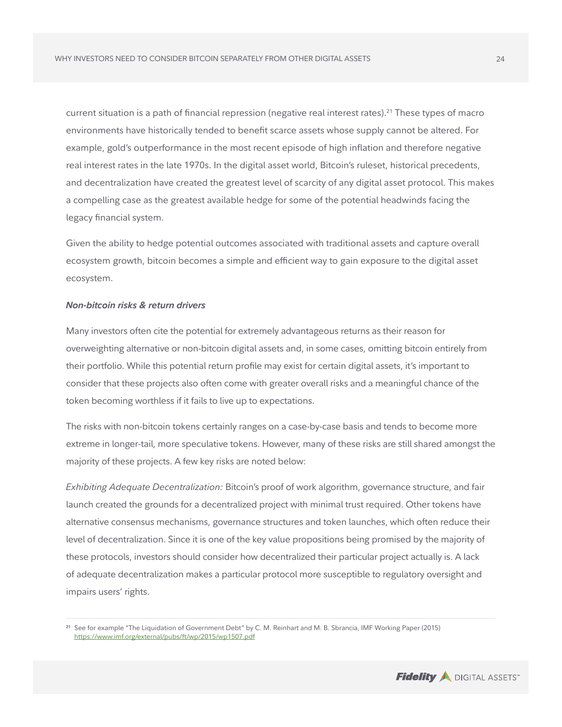current situation is a path of financial repression (negative real interest rates).[21] These types of macro environments have historically tended to benefit scarce assets whose supply cannot be altered. For example, gold's outperformance in the most recent episode of high inflation and therefore negative real interest rates in the late 1970s. In the digital asset world, Bitcoin's ruleset, historical precedents, and decentralization have created the greatest level of scarcity of any digital asset protocol. This makes a compelling case as the greatest available hedge for some of the potential headwinds facing the legacy financial system.

Given the ability to hedge potential outcomes associated with traditional assets and capture overall ecosystem growth, bitcoin becomes a simple and efficient way to gain exposure to the digital asset ecosystem.

### ***Non-bitcoin risks & return drivers***

Many investors often cite the potential for extremely advantageous returns as their reason for overweighting alternative or non-bitcoin digital assets and, in some cases, omitting bitcoin entirely from their portfolio. While this potential return profile may exist for certain digital assets, it's important to consider that these projects also often come with greater overall risks and a meaningful chance of the token becoming worthless if it fails to live up to expectations.

The risks with non-bitcoin tokens certainly ranges on a case-by-case basis and tends to become more extreme in longer-tail, more speculative tokens. However, many of these risks are still shared amongst the majority of these projects. A few key risks are noted below:

*Exhibiting Adequate Decentralization:* Bitcoin's proof of work algorithm, governance structure, and fair launch created the grounds for a decentralized project with minimal trust required. Other tokens have alternative consensus mechanisms, governance structures and token launches, which often reduce their level of decentralization. Since it is one of the key value propositions being promised by the majority of these protocols, investors should consider how decentralized their particular project actually is. A lack of adequate decentralization makes a particular protocol more susceptible to regulatory oversight and impairs users' rights.

---

[21] See for example "The Liquidation of Government Debt" by C. M. Reinhart and M. B. Sbrancia, IMF Working Paper (2015) https://www.imf.org/external/pubs/ft/wp/2015/wp1507.pdf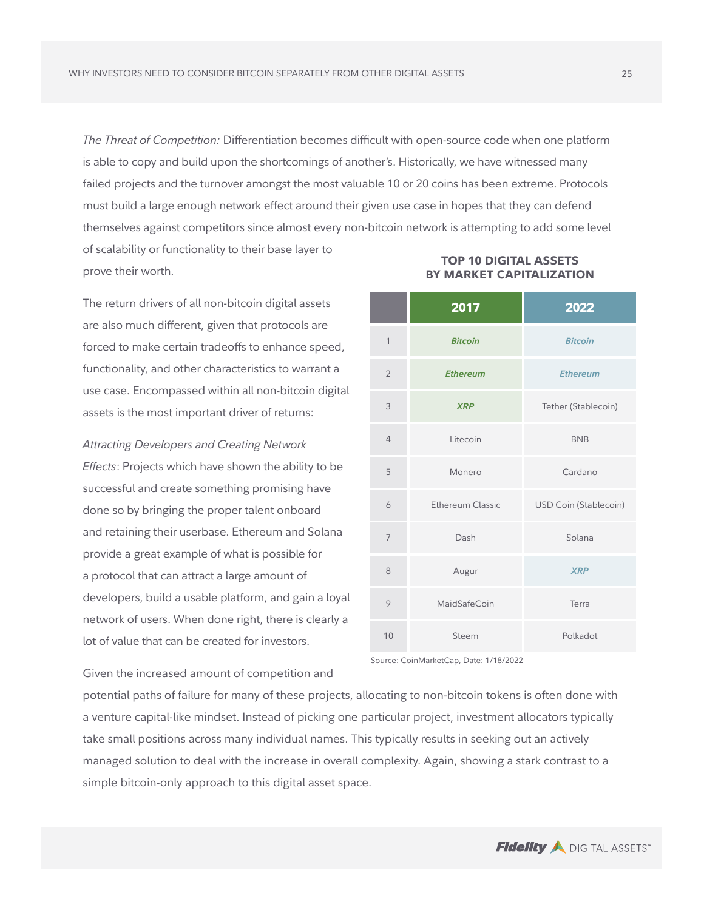*The Threat of Competition:* Differentiation becomes difficult with open-source code when one platform is able to copy and build upon the shortcomings of another's. Historically, we have witnessed many failed projects and the turnover amongst the most valuable 10 or 20 coins has been extreme. Protocols must build a large enough network effect around their given use case in hopes that they can defend themselves against competitors since almost every non-bitcoin network is attempting to add some level of scalability or functionality to their base layer to prove their worth.

The return drivers of all non-bitcoin digital assets are also much different, given that protocols are forced to make certain tradeoffs to enhance speed, functionality, and other characteristics to warrant a use case. Encompassed within all non-bitcoin digital assets is the most important driver of returns:

*Attracting Developers and Creating Network Effects*: Projects which have shown the ability to be successful and create something promising have done so by bringing the proper talent onboard and retaining their userbase. Ethereum and Solana provide a great example of what is possible for a protocol that can attract a large amount of developers, build a usable platform, and gain a loyal network of users. When done right, there is clearly a lot of value that can be created for investors.

**TOP 10 DIGITAL ASSETS BY MARKET CAPITALIZATION**

| | 2017 | 2022 |
|---|---|---|
| 1 | ***Bitcoin*** | ***Bitcoin*** |
| 2 | ***Ethereum*** | ***Ethereum*** |
| 3 | ***XRP*** | Tether (Stablecoin) |
| 4 | Litecoin | BNB |
| 5 | Monero | Cardano |
| 6 | Ethereum Classic | USD Coin (Stablecoin) |
| 7 | Dash | Solana |
| 8 | Augur | ***XRP*** |
| 9 | MaidSafeCoin | Terra |
| 10 | Steem | Polkadot |

Source: CoinMarketCap, Date: 1/18/2022

Given the increased amount of competition and potential paths of failure for many of these projects, allocating to non-bitcoin tokens is often done with a venture capital-like mindset. Instead of picking one particular project, investment allocators typically take small positions across many individual names. This typically results in seeking out an actively managed solution to deal with the increase in overall complexity. Again, showing a stark contrast to a simple bitcoin-only approach to this digital asset space.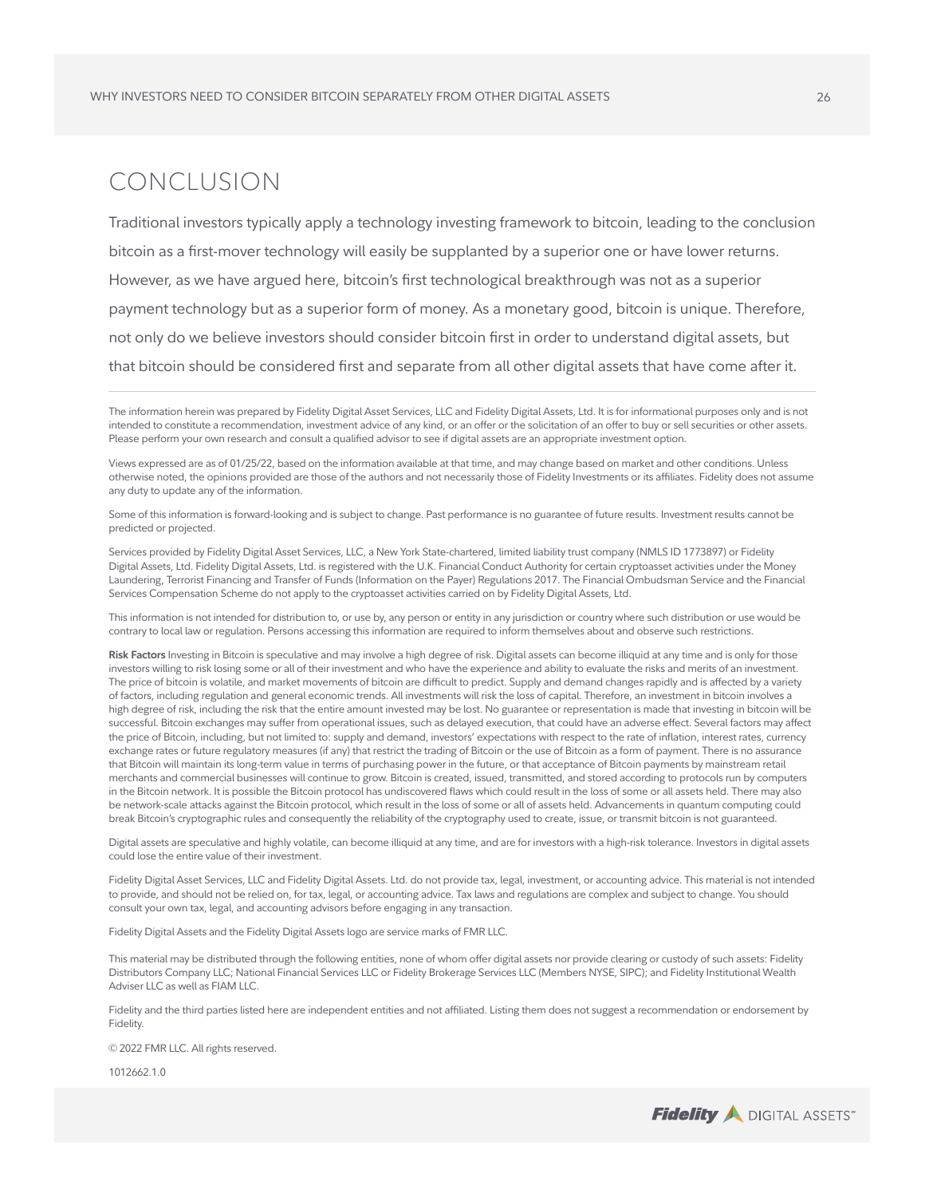## CONCLUSION

Traditional investors typically apply a technology investing framework to bitcoin, leading to the conclusion bitcoin as a first-mover technology will easily be supplanted by a superior one or have lower returns. However, as we have argued here, bitcoin's first technological breakthrough was not as a superior payment technology but as a superior form of money. As a monetary good, bitcoin is unique. Therefore, not only do we believe investors should consider bitcoin first in order to understand digital assets, but that bitcoin should be considered first and separate from all other digital assets that have come after it.

---

The information herein was prepared by Fidelity Digital Asset Services, LLC and Fidelity Digital Assets, Ltd. It is for informational purposes only and is not intended to constitute a recommendation, investment advice of any kind, or an offer or the solicitation of an offer to buy or sell securities or other assets. Please perform your own research and consult a qualified advisor to see if digital assets are an appropriate investment option.

Views expressed are as of 01/25/22, based on the information available at that time, and may change based on market and other conditions. Unless otherwise noted, the opinions provided are those of the authors and not necessarily those of Fidelity Investments or its affiliates. Fidelity does not assume any duty to update any of the information.

Some of this information is forward-looking and is subject to change. Past performance is no guarantee of future results. Investment results cannot be predicted or projected.

Services provided by Fidelity Digital Asset Services, LLC, a New York State-chartered, limited liability trust company (NMLS ID 1773897) or Fidelity Digital Assets, Ltd. Fidelity Digital Assets, Ltd. is registered with the U.K. Financial Conduct Authority for certain cryptoasset activities under the Money Laundering, Terrorist Financing and Transfer of Funds (Information on the Payer) Regulations 2017. The Financial Ombudsman Service and the Financial Services Compensation Scheme do not apply to the cryptoasset activities carried on by Fidelity Digital Assets, Ltd.

This information is not intended for distribution to, or use by, any person or entity in any jurisdiction or country where such distribution or use would be contrary to local law or regulation. Persons accessing this information are required to inform themselves about and observe such restrictions.

**Risk Factors** Investing in Bitcoin is speculative and may involve a high degree of risk. Digital assets can become illiquid at any time and is only for those investors willing to risk losing some or all of their investment and who have the experience and ability to evaluate the risks and merits of an investment. The price of bitcoin is volatile, and market movements of bitcoin are difficult to predict. Supply and demand changes rapidly and is affected by a variety of factors, including regulation and general economic trends. All investments will risk the loss of capital. Therefore, an investment in bitcoin involves a high degree of risk, including the risk that the entire amount invested may be lost. No guarantee or representation is made that investing in bitcoin will be successful. Bitcoin exchanges may suffer from operational issues, such as delayed execution, that could have an adverse effect. Several factors may affect the price of Bitcoin, including, but not limited to: supply and demand, investors' expectations with respect to the rate of inflation, interest rates, currency exchange rates or future regulatory measures (if any) that restrict the trading of Bitcoin or the use of Bitcoin as a form of payment. There is no assurance that Bitcoin will maintain its long-term value in terms of purchasing power in the future, or that acceptance of Bitcoin payments by mainstream retail merchants and commercial businesses will continue to grow. Bitcoin is created, issued, transmitted, and stored according to protocols run by computers in the Bitcoin network. It is possible the Bitcoin protocol has undiscovered flaws which could result in the loss of some or all assets held. There may also be network-scale attacks against the Bitcoin protocol, which result in the loss of some or all of assets held. Advancements in quantum computing could break Bitcoin's cryptographic rules and consequently the reliability of the cryptography used to create, issue, or transmit bitcoin is not guaranteed.

Digital assets are speculative and highly volatile, can become illiquid at any time, and are for investors with a high-risk tolerance. Investors in digital assets could lose the entire value of their investment.

Fidelity Digital Asset Services, LLC and Fidelity Digital Assets. Ltd. do not provide tax, legal, investment, or accounting advice. This material is not intended to provide, and should not be relied on, for tax, legal, or accounting advice. Tax laws and regulations are complex and subject to change. You should consult your own tax, legal, and accounting advisors before engaging in any transaction.

Fidelity Digital Assets and the Fidelity Digital Assets logo are service marks of FMR LLC.

This material may be distributed through the following entities, none of whom offer digital assets nor provide clearing or custody of such assets: Fidelity Distributors Company LLC; National Financial Services LLC or Fidelity Brokerage Services LLC (Members NYSE, SIPC); and Fidelity Institutional Wealth Adviser LLC as well as FIAM LLC.

Fidelity and the third parties listed here are independent entities and not affiliated. Listing them does not suggest a recommendation or endorsement by Fidelity.

© 2022 FMR LLC. All rights reserved.

1012662.1.0

Fidelity DIGITAL ASSETS™